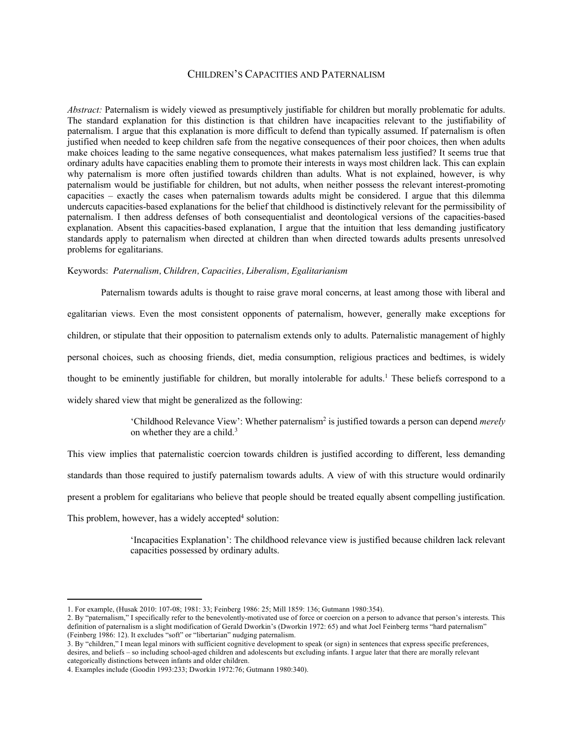# CHILDREN'S CAPACITIES AND PATERNALISM

*Abstract:* Paternalism is widely viewed as presumptively justifiable for children but morally problematic for adults. The standard explanation for this distinction is that children have incapacities relevant to the justifiability of paternalism. I argue that this explanation is more difficult to defend than typically assumed. If paternalism is often justified when needed to keep children safe from the negative consequences of their poor choices, then when adults make choices leading to the same negative consequences, what makes paternalism less justified? It seems true that ordinary adults have capacities enabling them to promote their interests in ways most children lack. This can explain why paternalism is more often justified towards children than adults. What is not explained, however, is why paternalism would be justifiable for children, but not adults, when neither possess the relevant interest-promoting capacities – exactly the cases when paternalism towards adults might be considered. I argue that this dilemma undercuts capacities-based explanations for the belief that childhood is distinctively relevant for the permissibility of paternalism. I then address defenses of both consequentialist and deontological versions of the capacities-based explanation. Absent this capacities-based explanation, I argue that the intuition that less demanding justificatory standards apply to paternalism when directed at children than when directed towards adults presents unresolved problems for egalitarians.

Keywords: *Paternalism, Children, Capacities, Liberalism, Egalitarianism*

Paternalism towards adults is thought to raise grave moral concerns, at least among those with liberal and egalitarian views. Even the most consistent opponents of paternalism, however, generally make exceptions for children, or stipulate that their opposition to paternalism extends only to adults. Paternalistic management of highly personal choices, such as choosing friends, diet, media consumption, religious practices and bedtimes, is widely thought to be eminently justifiable for children, but morally intolerable for adults.[1] These beliefs correspond to a widely shared view that might be generalized as the following:

> 'Childhood Relevance View': Whether paternalism[2] is justified towards a person can depend *merely* on whether they are a child.[3]

This view implies that paternalistic coercion towards children is justified according to different, less demanding standards than those required to justify paternalism towards adults. A view of with this structure would ordinarily present a problem for egalitarians who believe that people should be treated equally absent compelling justification. This problem, however, has a widely accepted[4] solution:

> 'Incapacities Explanation': The childhood relevance view is justified because children lack relevant capacities possessed by ordinary adults.

---

1. For example, (Husak 2010: 107-08; 1981: 33; Feinberg 1986: 25; Mill 1859: 136; Gutmann 1980:354).
2. By "paternalism," I specifically refer to the benevolently-motivated use of force or coercion on a person to advance that person's interests. This definition of paternalism is a slight modification of Gerald Dworkin's (Dworkin 1972: 65) and what Joel Feinberg terms "hard paternalism" (Feinberg 1986: 12). It excludes "soft" or "libertarian" nudging paternalism.
3. By "children," I mean legal minors with sufficient cognitive development to speak (or sign) in sentences that express specific preferences, desires, and beliefs – so including school-aged children and adolescents but excluding infants. I argue later that there are morally relevant categorically distinctions between infants and older children.
4. Examples include (Goodin 1993:233; Dworkin 1972:76; Gutmann 1980:340).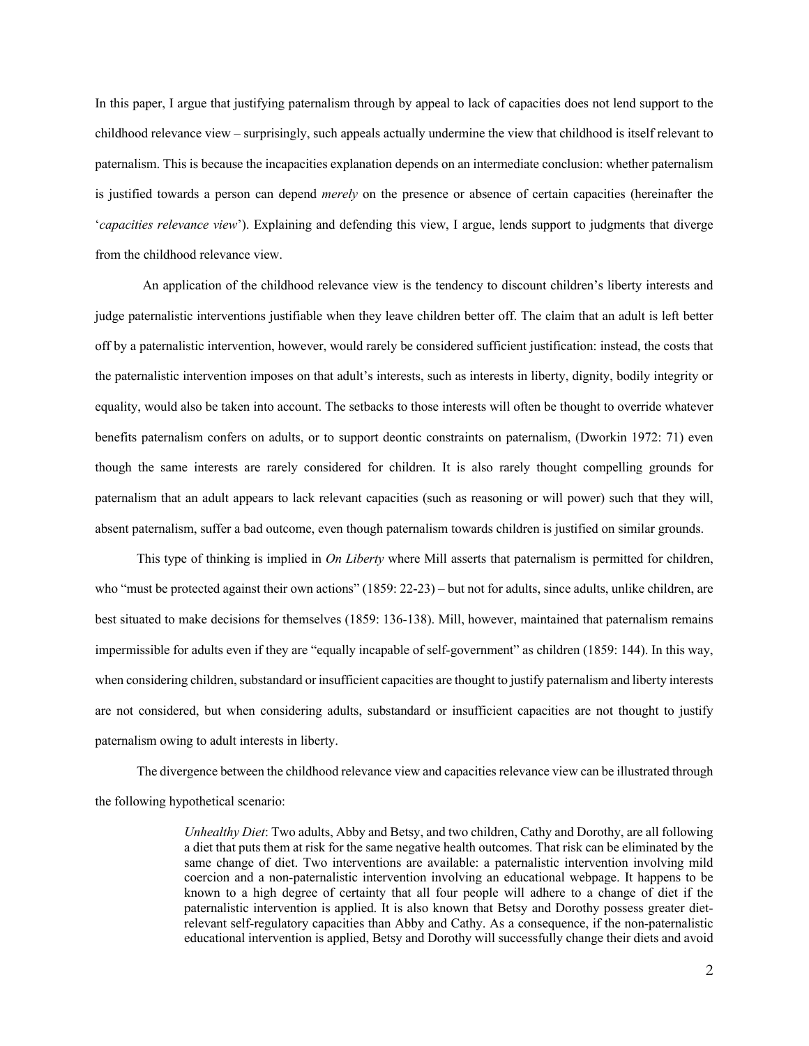In this paper, I argue that justifying paternalism through by appeal to lack of capacities does not lend support to the childhood relevance view – surprisingly, such appeals actually undermine the view that childhood is itself relevant to paternalism. This is because the incapacities explanation depends on an intermediate conclusion: whether paternalism is justified towards a person can depend *merely* on the presence or absence of certain capacities (hereinafter the '*capacities relevance view*'). Explaining and defending this view, I argue, lends support to judgments that diverge from the childhood relevance view.

An application of the childhood relevance view is the tendency to discount children's liberty interests and judge paternalistic interventions justifiable when they leave children better off. The claim that an adult is left better off by a paternalistic intervention, however, would rarely be considered sufficient justification: instead, the costs that the paternalistic intervention imposes on that adult's interests, such as interests in liberty, dignity, bodily integrity or equality, would also be taken into account. The setbacks to those interests will often be thought to override whatever benefits paternalism confers on adults, or to support deontic constraints on paternalism, (Dworkin 1972: 71) even though the same interests are rarely considered for children. It is also rarely thought compelling grounds for paternalism that an adult appears to lack relevant capacities (such as reasoning or will power) such that they will, absent paternalism, suffer a bad outcome, even though paternalism towards children is justified on similar grounds.

This type of thinking is implied in *On Liberty* where Mill asserts that paternalism is permitted for children, who "must be protected against their own actions" (1859: 22-23) – but not for adults, since adults, unlike children, are best situated to make decisions for themselves (1859: 136-138). Mill, however, maintained that paternalism remains impermissible for adults even if they are "equally incapable of self-government" as children (1859: 144). In this way, when considering children, substandard or insufficient capacities are thought to justify paternalism and liberty interests are not considered, but when considering adults, substandard or insufficient capacities are not thought to justify paternalism owing to adult interests in liberty.

The divergence between the childhood relevance view and capacities relevance view can be illustrated through the following hypothetical scenario:

> *Unhealthy Diet*: Two adults, Abby and Betsy, and two children, Cathy and Dorothy, are all following a diet that puts them at risk for the same negative health outcomes. That risk can be eliminated by the same change of diet. Two interventions are available: a paternalistic intervention involving mild coercion and a non-paternalistic intervention involving an educational webpage. It happens to be known to a high degree of certainty that all four people will adhere to a change of diet if the paternalistic intervention is applied. It is also known that Betsy and Dorothy possess greater diet-relevant self-regulatory capacities than Abby and Cathy. As a consequence, if the non-paternalistic educational intervention is applied, Betsy and Dorothy will successfully change their diets and avoid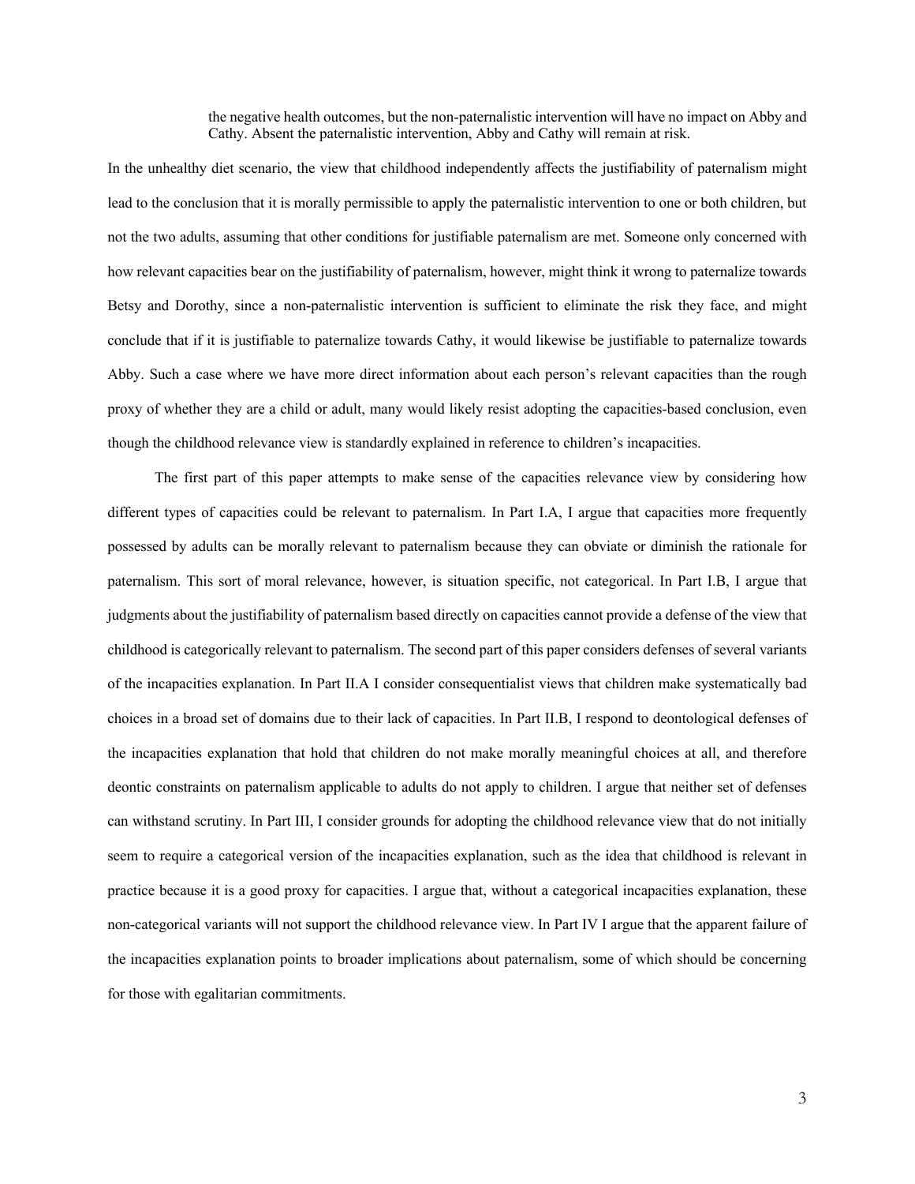> the negative health outcomes, but the non-paternalistic intervention will have no impact on Abby and Cathy. Absent the paternalistic intervention, Abby and Cathy will remain at risk.

In the unhealthy diet scenario, the view that childhood independently affects the justifiability of paternalism might lead to the conclusion that it is morally permissible to apply the paternalistic intervention to one or both children, but not the two adults, assuming that other conditions for justifiable paternalism are met. Someone only concerned with how relevant capacities bear on the justifiability of paternalism, however, might think it wrong to paternalize towards Betsy and Dorothy, since a non-paternalistic intervention is sufficient to eliminate the risk they face, and might conclude that if it is justifiable to paternalize towards Cathy, it would likewise be justifiable to paternalize towards Abby. Such a case where we have more direct information about each person's relevant capacities than the rough proxy of whether they are a child or adult, many would likely resist adopting the capacities-based conclusion, even though the childhood relevance view is standardly explained in reference to children's incapacities.

The first part of this paper attempts to make sense of the capacities relevance view by considering how different types of capacities could be relevant to paternalism. In Part I.A, I argue that capacities more frequently possessed by adults can be morally relevant to paternalism because they can obviate or diminish the rationale for paternalism. This sort of moral relevance, however, is situation specific, not categorical. In Part I.B, I argue that judgments about the justifiability of paternalism based directly on capacities cannot provide a defense of the view that childhood is categorically relevant to paternalism. The second part of this paper considers defenses of several variants of the incapacities explanation. In Part II.A I consider consequentialist views that children make systematically bad choices in a broad set of domains due to their lack of capacities. In Part II.B, I respond to deontological defenses of the incapacities explanation that hold that children do not make morally meaningful choices at all, and therefore deontic constraints on paternalism applicable to adults do not apply to children. I argue that neither set of defenses can withstand scrutiny. In Part III, I consider grounds for adopting the childhood relevance view that do not initially seem to require a categorical version of the incapacities explanation, such as the idea that childhood is relevant in practice because it is a good proxy for capacities. I argue that, without a categorical incapacities explanation, these non-categorical variants will not support the childhood relevance view. In Part IV I argue that the apparent failure of the incapacities explanation points to broader implications about paternalism, some of which should be concerning for those with egalitarian commitments.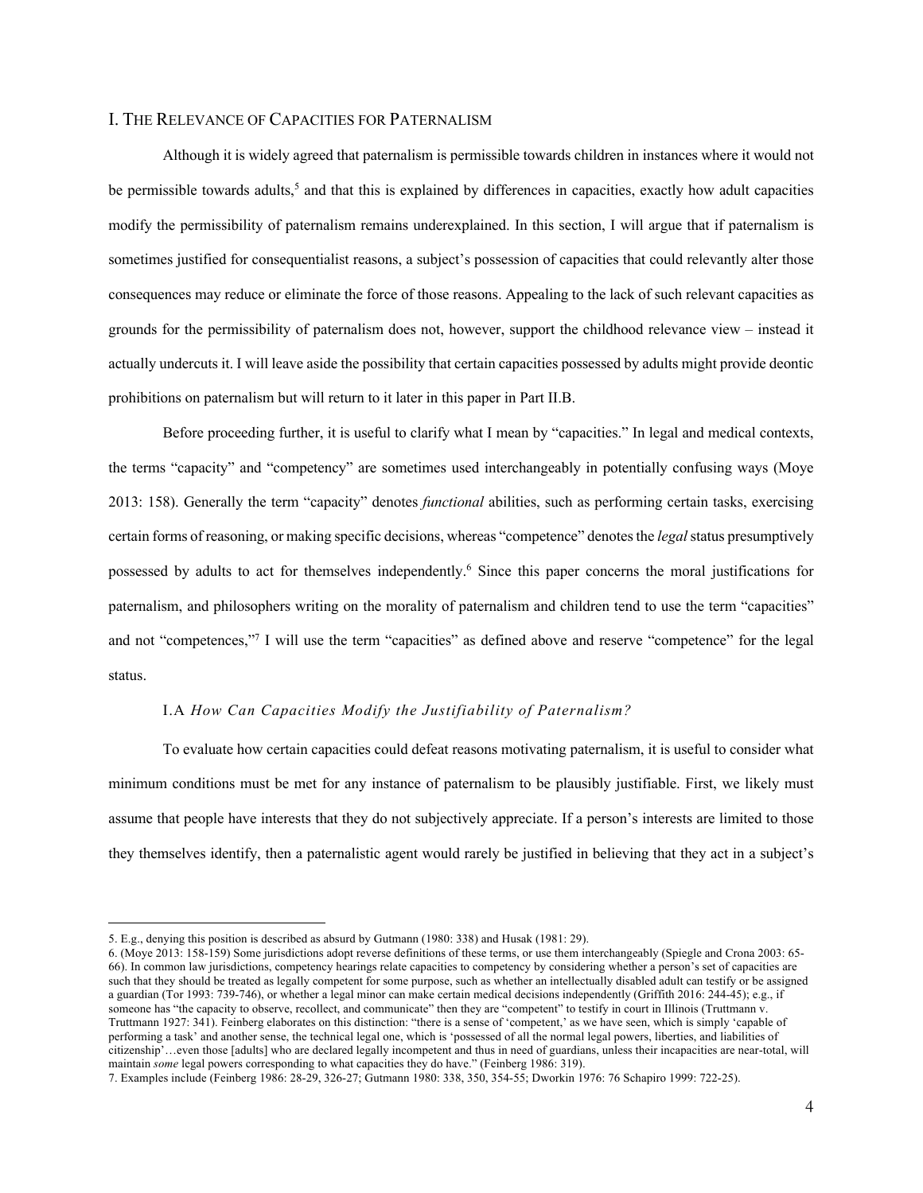## I. The Relevance of Capacities for Paternalism

Although it is widely agreed that paternalism is permissible towards children in instances where it would not be permissible towards adults,[5] and that this is explained by differences in capacities, exactly how adult capacities modify the permissibility of paternalism remains underexplained. In this section, I will argue that if paternalism is sometimes justified for consequentialist reasons, a subject's possession of capacities that could relevantly alter those consequences may reduce or eliminate the force of those reasons. Appealing to the lack of such relevant capacities as grounds for the permissibility of paternalism does not, however, support the childhood relevance view – instead it actually undercuts it. I will leave aside the possibility that certain capacities possessed by adults might provide deontic prohibitions on paternalism but will return to it later in this paper in Part II.B.

Before proceeding further, it is useful to clarify what I mean by "capacities." In legal and medical contexts, the terms "capacity" and "competency" are sometimes used interchangeably in potentially confusing ways (Moye 2013: 158). Generally the term "capacity" denotes *functional* abilities, such as performing certain tasks, exercising certain forms of reasoning, or making specific decisions, whereas "competence" denotes the *legal* status presumptively possessed by adults to act for themselves independently.[6] Since this paper concerns the moral justifications for paternalism, and philosophers writing on the morality of paternalism and children tend to use the term "capacities" and not "competences,"[7] I will use the term "capacities" as defined above and reserve "competence" for the legal status.

### I.A *How Can Capacities Modify the Justifiability of Paternalism?*

To evaluate how certain capacities could defeat reasons motivating paternalism, it is useful to consider what minimum conditions must be met for any instance of paternalism to be plausibly justifiable. First, we likely must assume that people have interests that they do not subjectively appreciate. If a person's interests are limited to those they themselves identify, then a paternalistic agent would rarely be justified in believing that they act in a subject's

---

5. E.g., denying this position is described as absurd by Gutmann (1980: 338) and Husak (1981: 29).

6. (Moye 2013: 158-159) Some jurisdictions adopt reverse definitions of these terms, or use them interchangeably (Spiegle and Crona 2003: 65-66). In common law jurisdictions, competency hearings relate capacities to competency by considering whether a person's set of capacities are such that they should be treated as legally competent for some purpose, such as whether an intellectually disabled adult can testify or be assigned a guardian (Tor 1993: 739-746), or whether a legal minor can make certain medical decisions independently (Griffith 2016: 244-45); e.g., if someone has "the capacity to observe, recollect, and communicate" then they are "competent" to testify in court in Illinois (Truttmann v. Truttmann 1927: 341). Feinberg elaborates on this distinction: "there is a sense of 'competent,' as we have seen, which is simply 'capable of performing a task' and another sense, the technical legal one, which is 'possessed of all the normal legal powers, liberties, and liabilities of citizenship'…even those [adults] who are declared legally incompetent and thus in need of guardians, unless their incapacities are near-total, will maintain *some* legal powers corresponding to what capacities they do have." (Feinberg 1986: 319).

7. Examples include (Feinberg 1986: 28-29, 326-27; Gutmann 1980: 338, 350, 354-55; Dworkin 1976: 76 Schapiro 1999: 722-25).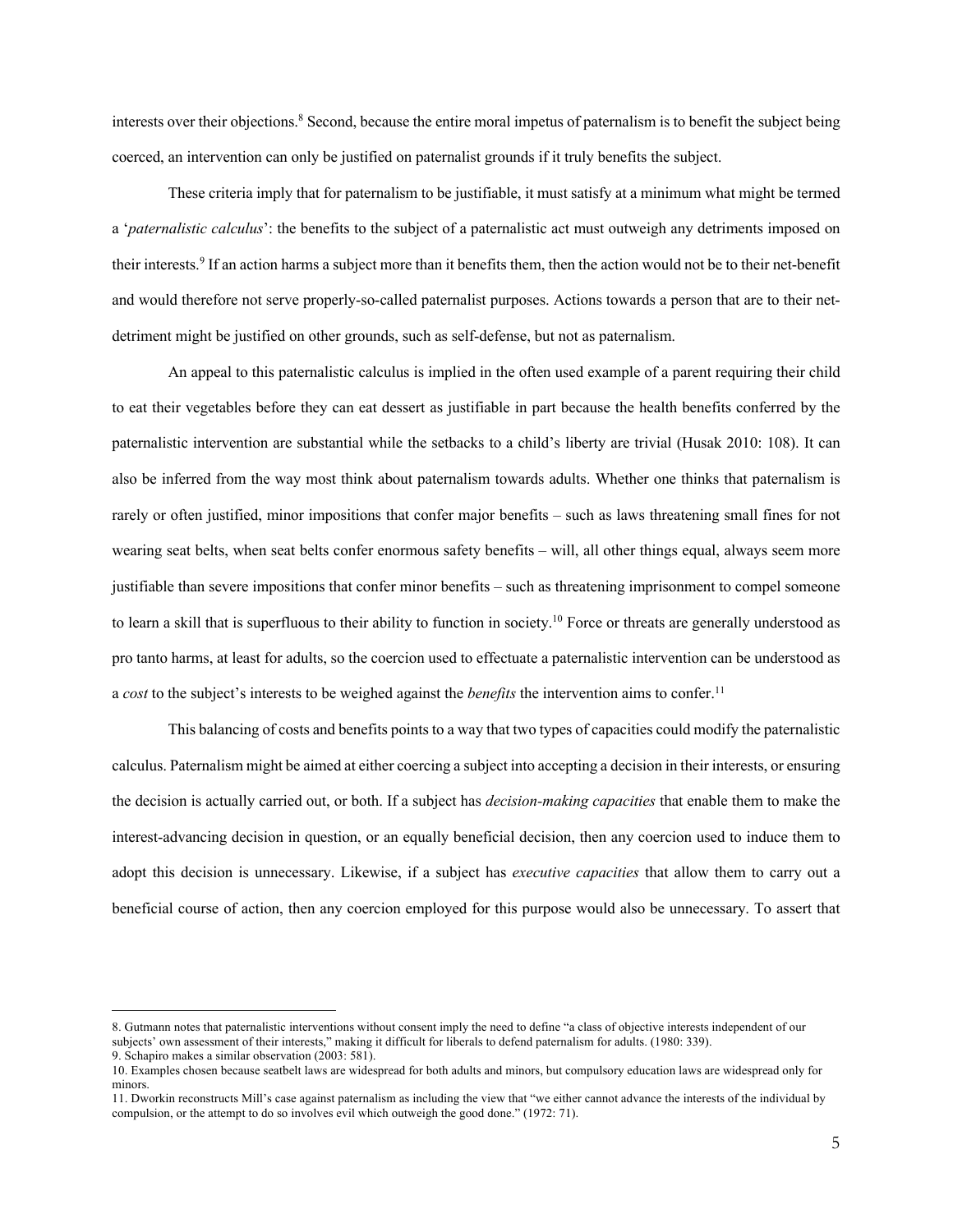interests over their objections.[8] Second, because the entire moral impetus of paternalism is to benefit the subject being coerced, an intervention can only be justified on paternalist grounds if it truly benefits the subject.

These criteria imply that for paternalism to be justifiable, it must satisfy at a minimum what might be termed a '*paternalistic calculus*': the benefits to the subject of a paternalistic act must outweigh any detriments imposed on their interests.[9] If an action harms a subject more than it benefits them, then the action would not be to their net-benefit and would therefore not serve properly-so-called paternalist purposes. Actions towards a person that are to their net-detriment might be justified on other grounds, such as self-defense, but not as paternalism.

An appeal to this paternalistic calculus is implied in the often used example of a parent requiring their child to eat their vegetables before they can eat dessert as justifiable in part because the health benefits conferred by the paternalistic intervention are substantial while the setbacks to a child's liberty are trivial (Husak 2010: 108). It can also be inferred from the way most think about paternalism towards adults. Whether one thinks that paternalism is rarely or often justified, minor impositions that confer major benefits – such as laws threatening small fines for not wearing seat belts, when seat belts confer enormous safety benefits – will, all other things equal, always seem more justifiable than severe impositions that confer minor benefits – such as threatening imprisonment to compel someone to learn a skill that is superfluous to their ability to function in society.[10] Force or threats are generally understood as pro tanto harms, at least for adults, so the coercion used to effectuate a paternalistic intervention can be understood as a *cost* to the subject's interests to be weighed against the *benefits* the intervention aims to confer.[11]

This balancing of costs and benefits points to a way that two types of capacities could modify the paternalistic calculus. Paternalism might be aimed at either coercing a subject into accepting a decision in their interests, or ensuring the decision is actually carried out, or both. If a subject has *decision-making capacities* that enable them to make the interest-advancing decision in question, or an equally beneficial decision, then any coercion used to induce them to adopt this decision is unnecessary. Likewise, if a subject has *executive capacities* that allow them to carry out a beneficial course of action, then any coercion employed for this purpose would also be unnecessary. To assert that

---

8. Gutmann notes that paternalistic interventions without consent imply the need to define "a class of objective interests independent of our subjects' own assessment of their interests," making it difficult for liberals to defend paternalism for adults. (1980: 339).

9. Schapiro makes a similar observation (2003: 581).

10. Examples chosen because seatbelt laws are widespread for both adults and minors, but compulsory education laws are widespread only for minors.

11. Dworkin reconstructs Mill's case against paternalism as including the view that "we either cannot advance the interests of the individual by compulsion, or the attempt to do so involves evil which outweigh the good done." (1972: 71).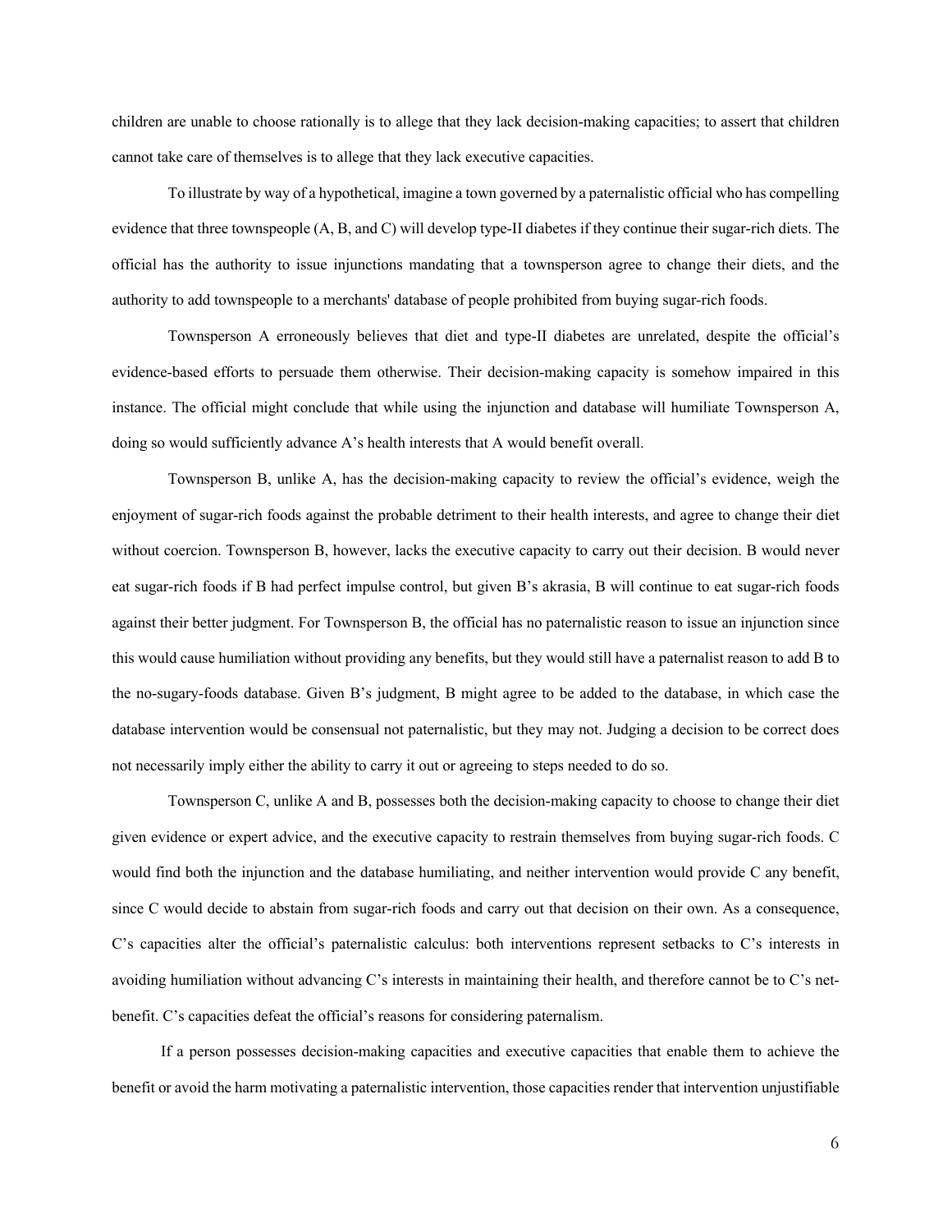children are unable to choose rationally is to allege that they lack decision-making capacities; to assert that children cannot take care of themselves is to allege that they lack executive capacities.

To illustrate by way of a hypothetical, imagine a town governed by a paternalistic official who has compelling evidence that three townspeople (A, B, and C) will develop type-II diabetes if they continue their sugar-rich diets. The official has the authority to issue injunctions mandating that a townsperson agree to change their diets, and the authority to add townspeople to a merchants' database of people prohibited from buying sugar-rich foods.

Townsperson A erroneously believes that diet and type-II diabetes are unrelated, despite the official's evidence-based efforts to persuade them otherwise. Their decision-making capacity is somehow impaired in this instance. The official might conclude that while using the injunction and database will humiliate Townsperson A, doing so would sufficiently advance A's health interests that A would benefit overall.

Townsperson B, unlike A, has the decision-making capacity to review the official's evidence, weigh the enjoyment of sugar-rich foods against the probable detriment to their health interests, and agree to change their diet without coercion. Townsperson B, however, lacks the executive capacity to carry out their decision. B would never eat sugar-rich foods if B had perfect impulse control, but given B's akrasia, B will continue to eat sugar-rich foods against their better judgment. For Townsperson B, the official has no paternalistic reason to issue an injunction since this would cause humiliation without providing any benefits, but they would still have a paternalist reason to add B to the no-sugary-foods database. Given B's judgment, B might agree to be added to the database, in which case the database intervention would be consensual not paternalistic, but they may not. Judging a decision to be correct does not necessarily imply either the ability to carry it out or agreeing to steps needed to do so.

Townsperson C, unlike A and B, possesses both the decision-making capacity to choose to change their diet given evidence or expert advice, and the executive capacity to restrain themselves from buying sugar-rich foods. C would find both the injunction and the database humiliating, and neither intervention would provide C any benefit, since C would decide to abstain from sugar-rich foods and carry out that decision on their own. As a consequence, C's capacities alter the official's paternalistic calculus: both interventions represent setbacks to C's interests in avoiding humiliation without advancing C's interests in maintaining their health, and therefore cannot be to C's net-benefit. C's capacities defeat the official's reasons for considering paternalism.

If a person possesses decision-making capacities and executive capacities that enable them to achieve the benefit or avoid the harm motivating a paternalistic intervention, those capacities render that intervention unjustifiable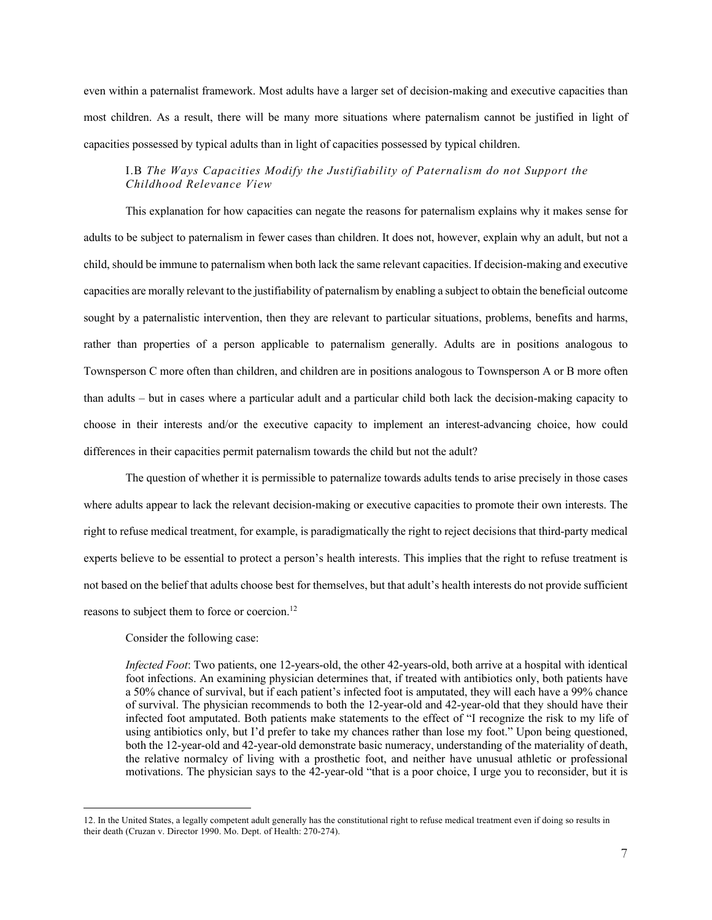even within a paternalist framework. Most adults have a larger set of decision-making and executive capacities than most children. As a result, there will be many more situations where paternalism cannot be justified in light of capacities possessed by typical adults than in light of capacities possessed by typical children.

### I.B *The Ways Capacities Modify the Justifiability of Paternalism do not Support the Childhood Relevance View*

This explanation for how capacities can negate the reasons for paternalism explains why it makes sense for adults to be subject to paternalism in fewer cases than children. It does not, however, explain why an adult, but not a child, should be immune to paternalism when both lack the same relevant capacities. If decision-making and executive capacities are morally relevant to the justifiability of paternalism by enabling a subject to obtain the beneficial outcome sought by a paternalistic intervention, then they are relevant to particular situations, problems, benefits and harms, rather than properties of a person applicable to paternalism generally. Adults are in positions analogous to Townsperson C more often than children, and children are in positions analogous to Townsperson A or B more often than adults – but in cases where a particular adult and a particular child both lack the decision-making capacity to choose in their interests and/or the executive capacity to implement an interest-advancing choice, how could differences in their capacities permit paternalism towards the child but not the adult?

The question of whether it is permissible to paternalize towards adults tends to arise precisely in those cases where adults appear to lack the relevant decision-making or executive capacities to promote their own interests. The right to refuse medical treatment, for example, is paradigmatically the right to reject decisions that third-party medical experts believe to be essential to protect a person's health interests. This implies that the right to refuse treatment is not based on the belief that adults choose best for themselves, but that adult's health interests do not provide sufficient reasons to subject them to force or coercion.[12]

Consider the following case:

> *Infected Foot*: Two patients, one 12-years-old, the other 42-years-old, both arrive at a hospital with identical foot infections. An examining physician determines that, if treated with antibiotics only, both patients have a 50% chance of survival, but if each patient's infected foot is amputated, they will each have a 99% chance of survival. The physician recommends to both the 12-year-old and 42-year-old that they should have their infected foot amputated. Both patients make statements to the effect of "I recognize the risk to my life of using antibiotics only, but I'd prefer to take my chances rather than lose my foot." Upon being questioned, both the 12-year-old and 42-year-old demonstrate basic numeracy, understanding of the materiality of death, the relative normalcy of living with a prosthetic foot, and neither have unusual athletic or professional motivations. The physician says to the 42-year-old "that is a poor choice, I urge you to reconsider, but it is

---

12. In the United States, a legally competent adult generally has the constitutional right to refuse medical treatment even if doing so results in their death (Cruzan v. Director 1990. Mo. Dept. of Health: 270-274).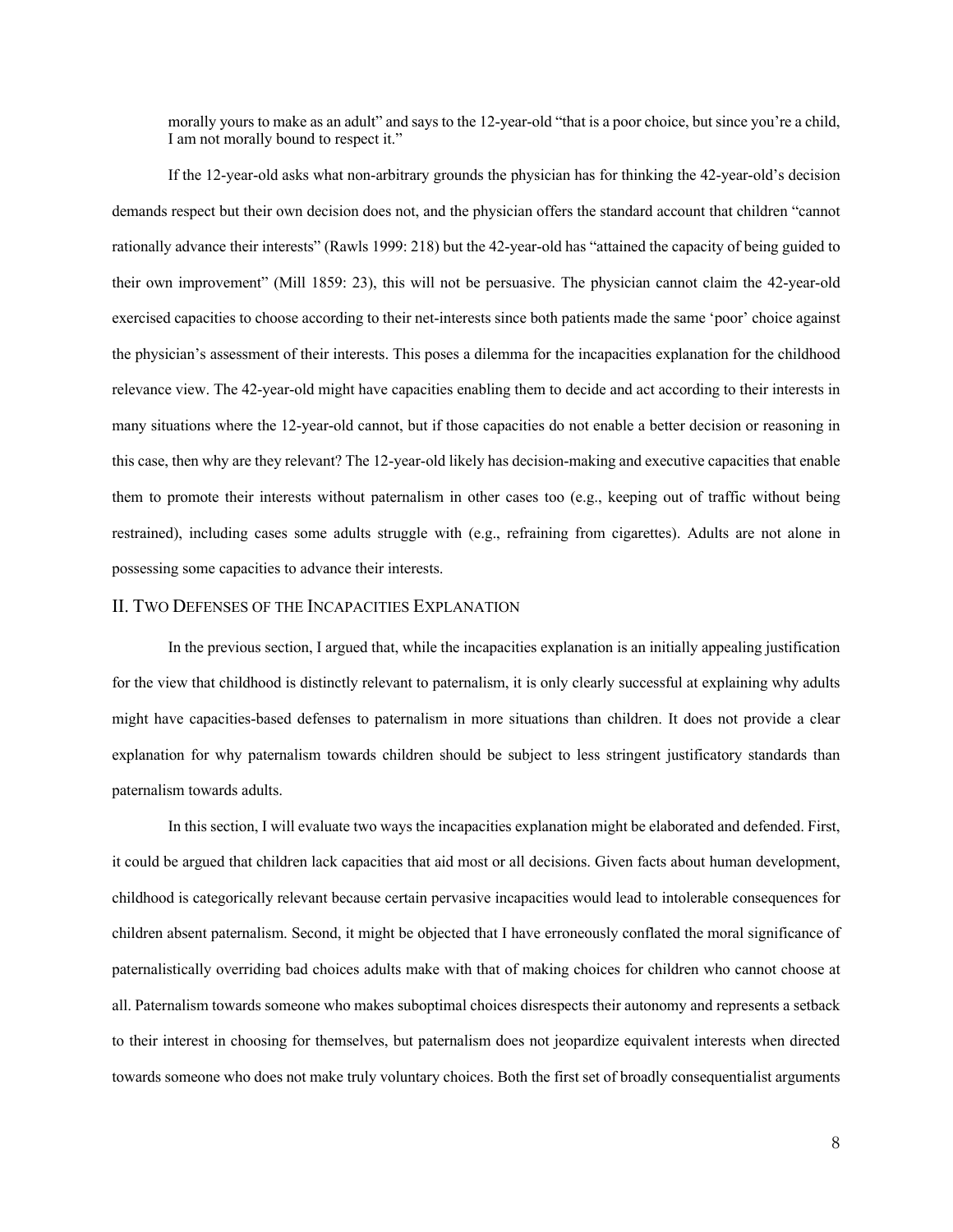morally yours to make as an adult" and says to the 12-year-old "that is a poor choice, but since you're a child, I am not morally bound to respect it."

If the 12-year-old asks what non-arbitrary grounds the physician has for thinking the 42-year-old's decision demands respect but their own decision does not, and the physician offers the standard account that children "cannot rationally advance their interests" (Rawls 1999: 218) but the 42-year-old has "attained the capacity of being guided to their own improvement" (Mill 1859: 23), this will not be persuasive. The physician cannot claim the 42-year-old exercised capacities to choose according to their net-interests since both patients made the same 'poor' choice against the physician's assessment of their interests. This poses a dilemma for the incapacities explanation for the childhood relevance view. The 42-year-old might have capacities enabling them to decide and act according to their interests in many situations where the 12-year-old cannot, but if those capacities do not enable a better decision or reasoning in this case, then why are they relevant? The 12-year-old likely has decision-making and executive capacities that enable them to promote their interests without paternalism in other cases too (e.g., keeping out of traffic without being restrained), including cases some adults struggle with (e.g., refraining from cigarettes). Adults are not alone in possessing some capacities to advance their interests.

## II. Two Defenses of the Incapacities Explanation

In the previous section, I argued that, while the incapacities explanation is an initially appealing justification for the view that childhood is distinctly relevant to paternalism, it is only clearly successful at explaining why adults might have capacities-based defenses to paternalism in more situations than children. It does not provide a clear explanation for why paternalism towards children should be subject to less stringent justificatory standards than paternalism towards adults.

In this section, I will evaluate two ways the incapacities explanation might be elaborated and defended. First, it could be argued that children lack capacities that aid most or all decisions. Given facts about human development, childhood is categorically relevant because certain pervasive incapacities would lead to intolerable consequences for children absent paternalism. Second, it might be objected that I have erroneously conflated the moral significance of paternalistically overriding bad choices adults make with that of making choices for children who cannot choose at all. Paternalism towards someone who makes suboptimal choices disrespects their autonomy and represents a setback to their interest in choosing for themselves, but paternalism does not jeopardize equivalent interests when directed towards someone who does not make truly voluntary choices. Both the first set of broadly consequentialist arguments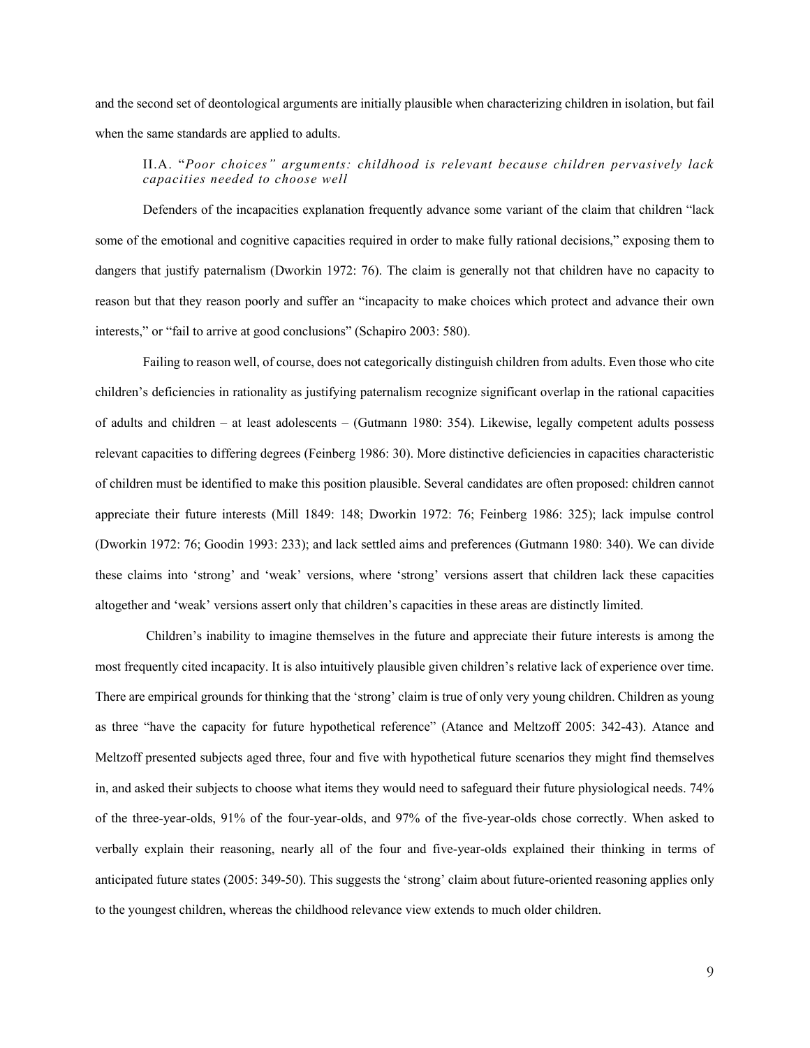and the second set of deontological arguments are initially plausible when characterizing children in isolation, but fail when the same standards are applied to adults.

### II.A. "*Poor choices" arguments: childhood is relevant because children pervasively lack capacities needed to choose well*

Defenders of the incapacities explanation frequently advance some variant of the claim that children "lack some of the emotional and cognitive capacities required in order to make fully rational decisions," exposing them to dangers that justify paternalism (Dworkin 1972: 76). The claim is generally not that children have no capacity to reason but that they reason poorly and suffer an "incapacity to make choices which protect and advance their own interests," or "fail to arrive at good conclusions" (Schapiro 2003: 580).

Failing to reason well, of course, does not categorically distinguish children from adults. Even those who cite children's deficiencies in rationality as justifying paternalism recognize significant overlap in the rational capacities of adults and children – at least adolescents – (Gutmann 1980: 354). Likewise, legally competent adults possess relevant capacities to differing degrees (Feinberg 1986: 30). More distinctive deficiencies in capacities characteristic of children must be identified to make this position plausible. Several candidates are often proposed: children cannot appreciate their future interests (Mill 1849: 148; Dworkin 1972: 76; Feinberg 1986: 325); lack impulse control (Dworkin 1972: 76; Goodin 1993: 233); and lack settled aims and preferences (Gutmann 1980: 340). We can divide these claims into 'strong' and 'weak' versions, where 'strong' versions assert that children lack these capacities altogether and 'weak' versions assert only that children's capacities in these areas are distinctly limited.

Children's inability to imagine themselves in the future and appreciate their future interests is among the most frequently cited incapacity. It is also intuitively plausible given children's relative lack of experience over time. There are empirical grounds for thinking that the 'strong' claim is true of only very young children. Children as young as three "have the capacity for future hypothetical reference" (Atance and Meltzoff 2005: 342-43). Atance and Meltzoff presented subjects aged three, four and five with hypothetical future scenarios they might find themselves in, and asked their subjects to choose what items they would need to safeguard their future physiological needs. 74% of the three-year-olds, 91% of the four-year-olds, and 97% of the five-year-olds chose correctly. When asked to verbally explain their reasoning, nearly all of the four and five-year-olds explained their thinking in terms of anticipated future states (2005: 349-50). This suggests the 'strong' claim about future-oriented reasoning applies only to the youngest children, whereas the childhood relevance view extends to much older children.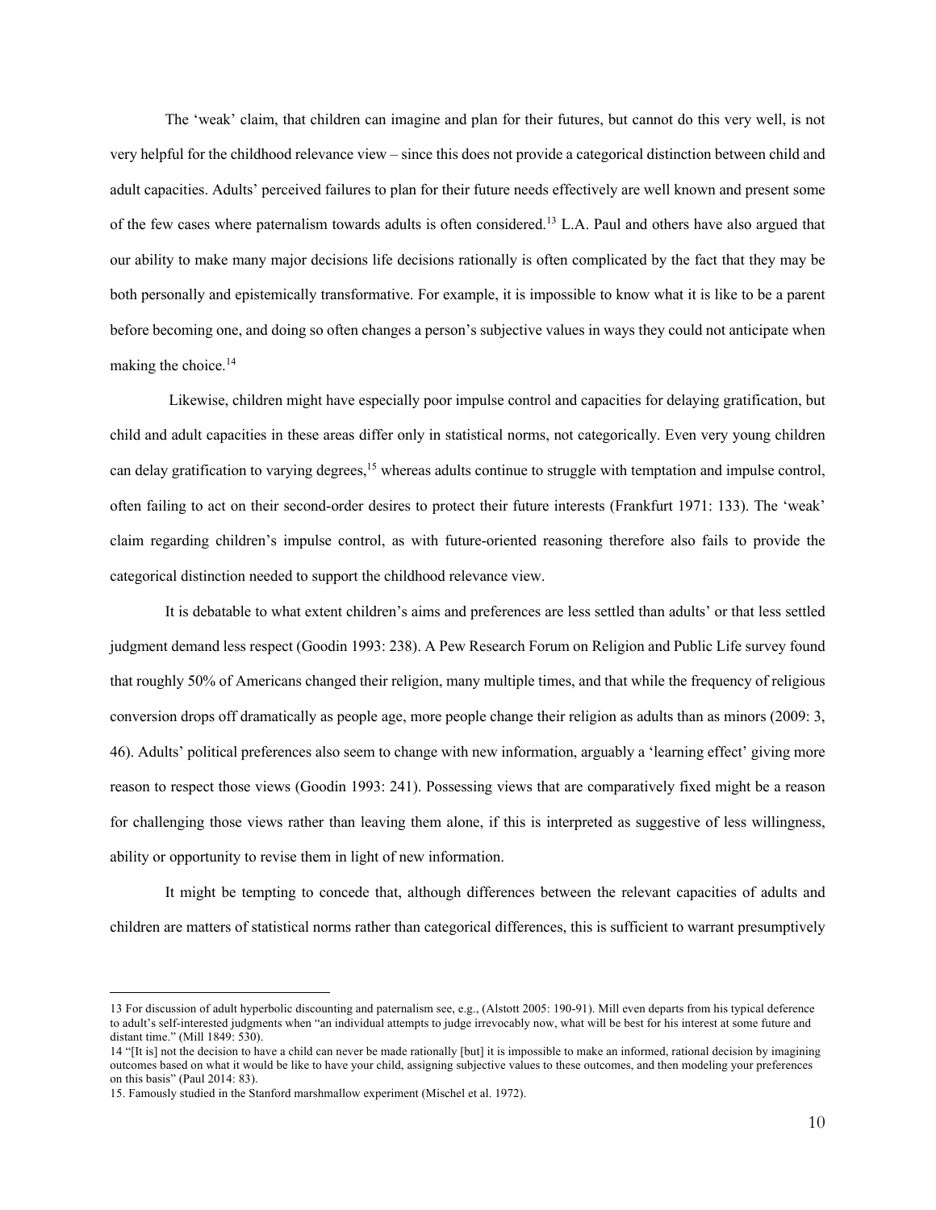The 'weak' claim, that children can imagine and plan for their futures, but cannot do this very well, is not very helpful for the childhood relevance view – since this does not provide a categorical distinction between child and adult capacities. Adults' perceived failures to plan for their future needs effectively are well known and present some of the few cases where paternalism towards adults is often considered.[13] L.A. Paul and others have also argued that our ability to make many major decisions life decisions rationally is often complicated by the fact that they may be both personally and epistemically transformative. For example, it is impossible to know what it is like to be a parent before becoming one, and doing so often changes a person's subjective values in ways they could not anticipate when making the choice.[14]

Likewise, children might have especially poor impulse control and capacities for delaying gratification, but child and adult capacities in these areas differ only in statistical norms, not categorically. Even very young children can delay gratification to varying degrees,[15] whereas adults continue to struggle with temptation and impulse control, often failing to act on their second-order desires to protect their future interests (Frankfurt 1971: 133). The 'weak' claim regarding children's impulse control, as with future-oriented reasoning therefore also fails to provide the categorical distinction needed to support the childhood relevance view.

It is debatable to what extent children's aims and preferences are less settled than adults' or that less settled judgment demand less respect (Goodin 1993: 238). A Pew Research Forum on Religion and Public Life survey found that roughly 50% of Americans changed their religion, many multiple times, and that while the frequency of religious conversion drops off dramatically as people age, more people change their religion as adults than as minors (2009: 3, 46). Adults' political preferences also seem to change with new information, arguably a 'learning effect' giving more reason to respect those views (Goodin 1993: 241). Possessing views that are comparatively fixed might be a reason for challenging those views rather than leaving them alone, if this is interpreted as suggestive of less willingness, ability or opportunity to revise them in light of new information.

It might be tempting to concede that, although differences between the relevant capacities of adults and children are matters of statistical norms rather than categorical differences, this is sufficient to warrant presumptively

---

13 For discussion of adult hyperbolic discounting and paternalism see, e.g., (Alstott 2005: 190-91). Mill even departs from his typical deference to adult's self-interested judgments when "an individual attempts to judge irrevocably now, what will be best for his interest at some future and distant time." (Mill 1849: 530).

14 "[It is] not the decision to have a child can never be made rationally [but] it is impossible to make an informed, rational decision by imagining outcomes based on what it would be like to have your child, assigning subjective values to these outcomes, and then modeling your preferences on this basis" (Paul 2014: 83).

15. Famously studied in the Stanford marshmallow experiment (Mischel et al. 1972).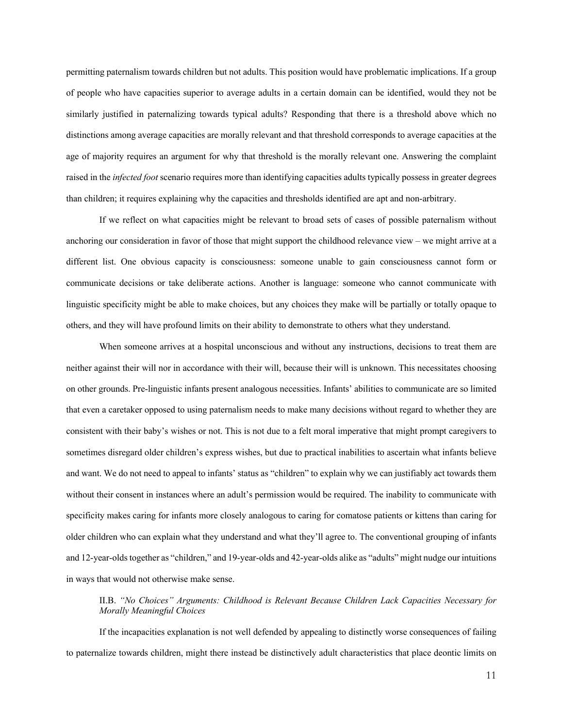permitting paternalism towards children but not adults. This position would have problematic implications. If a group of people who have capacities superior to average adults in a certain domain can be identified, would they not be similarly justified in paternalizing towards typical adults? Responding that there is a threshold above which no distinctions among average capacities are morally relevant and that threshold corresponds to average capacities at the age of majority requires an argument for why that threshold is the morally relevant one. Answering the complaint raised in the *infected foot* scenario requires more than identifying capacities adults typically possess in greater degrees than children; it requires explaining why the capacities and thresholds identified are apt and non-arbitrary.

If we reflect on what capacities might be relevant to broad sets of cases of possible paternalism without anchoring our consideration in favor of those that might support the childhood relevance view – we might arrive at a different list. One obvious capacity is consciousness: someone unable to gain consciousness cannot form or communicate decisions or take deliberate actions. Another is language: someone who cannot communicate with linguistic specificity might be able to make choices, but any choices they make will be partially or totally opaque to others, and they will have profound limits on their ability to demonstrate to others what they understand.

When someone arrives at a hospital unconscious and without any instructions, decisions to treat them are neither against their will nor in accordance with their will, because their will is unknown. This necessitates choosing on other grounds. Pre-linguistic infants present analogous necessities. Infants' abilities to communicate are so limited that even a caretaker opposed to using paternalism needs to make many decisions without regard to whether they are consistent with their baby's wishes or not. This is not due to a felt moral imperative that might prompt caregivers to sometimes disregard older children's express wishes, but due to practical inabilities to ascertain what infants believe and want. We do not need to appeal to infants' status as "children" to explain why we can justifiably act towards them without their consent in instances where an adult's permission would be required. The inability to communicate with specificity makes caring for infants more closely analogous to caring for comatose patients or kittens than caring for older children who can explain what they understand and what they'll agree to. The conventional grouping of infants and 12-year-olds together as "children," and 19-year-olds and 42-year-olds alike as "adults" might nudge our intuitions in ways that would not otherwise make sense.

### II.B. *"No Choices" Arguments: Childhood is Relevant Because Children Lack Capacities Necessary for Morally Meaningful Choices*

If the incapacities explanation is not well defended by appealing to distinctly worse consequences of failing to paternalize towards children, might there instead be distinctively adult characteristics that place deontic limits on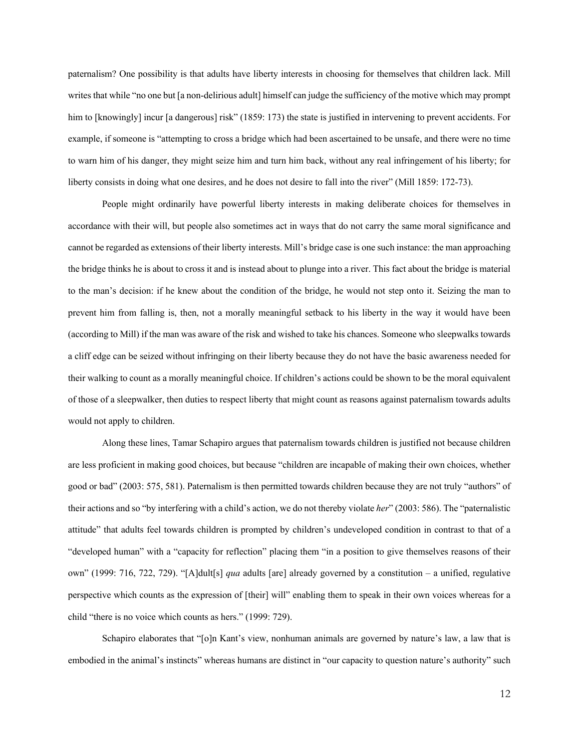paternalism? One possibility is that adults have liberty interests in choosing for themselves that children lack. Mill writes that while "no one but [a non-delirious adult] himself can judge the sufficiency of the motive which may prompt him to [knowingly] incur [a dangerous] risk" (1859: 173) the state is justified in intervening to prevent accidents. For example, if someone is "attempting to cross a bridge which had been ascertained to be unsafe, and there were no time to warn him of his danger, they might seize him and turn him back, without any real infringement of his liberty; for liberty consists in doing what one desires, and he does not desire to fall into the river" (Mill 1859: 172-73).

People might ordinarily have powerful liberty interests in making deliberate choices for themselves in accordance with their will, but people also sometimes act in ways that do not carry the same moral significance and cannot be regarded as extensions of their liberty interests. Mill's bridge case is one such instance: the man approaching the bridge thinks he is about to cross it and is instead about to plunge into a river. This fact about the bridge is material to the man's decision: if he knew about the condition of the bridge, he would not step onto it. Seizing the man to prevent him from falling is, then, not a morally meaningful setback to his liberty in the way it would have been (according to Mill) if the man was aware of the risk and wished to take his chances. Someone who sleepwalks towards a cliff edge can be seized without infringing on their liberty because they do not have the basic awareness needed for their walking to count as a morally meaningful choice. If children's actions could be shown to be the moral equivalent of those of a sleepwalker, then duties to respect liberty that might count as reasons against paternalism towards adults would not apply to children.

Along these lines, Tamar Schapiro argues that paternalism towards children is justified not because children are less proficient in making good choices, but because "children are incapable of making their own choices, whether good or bad" (2003: 575, 581). Paternalism is then permitted towards children because they are not truly "authors" of their actions and so "by interfering with a child's action, we do not thereby violate *her*" (2003: 586). The "paternalistic attitude" that adults feel towards children is prompted by children's undeveloped condition in contrast to that of a "developed human" with a "capacity for reflection" placing them "in a position to give themselves reasons of their own" (1999: 716, 722, 729). "[A]dult[s] *qua* adults [are] already governed by a constitution – a unified, regulative perspective which counts as the expression of [their] will" enabling them to speak in their own voices whereas for a child "there is no voice which counts as hers." (1999: 729).

Schapiro elaborates that "[o]n Kant's view, nonhuman animals are governed by nature's law, a law that is embodied in the animal's instincts" whereas humans are distinct in "our capacity to question nature's authority" such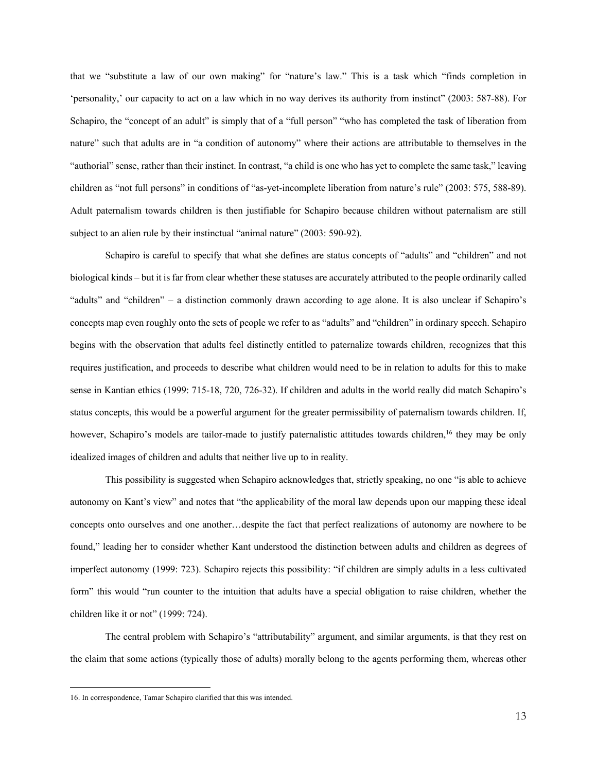that we "substitute a law of our own making" for "nature's law." This is a task which "finds completion in 'personality,' our capacity to act on a law which in no way derives its authority from instinct" (2003: 587-88). For Schapiro, the "concept of an adult" is simply that of a "full person" "who has completed the task of liberation from nature" such that adults are in "a condition of autonomy" where their actions are attributable to themselves in the "authorial" sense, rather than their instinct. In contrast, "a child is one who has yet to complete the same task," leaving children as "not full persons" in conditions of "as-yet-incomplete liberation from nature's rule" (2003: 575, 588-89). Adult paternalism towards children is then justifiable for Schapiro because children without paternalism are still subject to an alien rule by their instinctual "animal nature" (2003: 590-92).

Schapiro is careful to specify that what she defines are status concepts of "adults" and "children" and not biological kinds – but it is far from clear whether these statuses are accurately attributed to the people ordinarily called "adults" and "children" – a distinction commonly drawn according to age alone. It is also unclear if Schapiro's concepts map even roughly onto the sets of people we refer to as "adults" and "children" in ordinary speech. Schapiro begins with the observation that adults feel distinctly entitled to paternalize towards children, recognizes that this requires justification, and proceeds to describe what children would need to be in relation to adults for this to make sense in Kantian ethics (1999: 715-18, 720, 726-32). If children and adults in the world really did match Schapiro's status concepts, this would be a powerful argument for the greater permissibility of paternalism towards children. If, however, Schapiro's models are tailor-made to justify paternalistic attitudes towards children,[16] they may be only idealized images of children and adults that neither live up to in reality.

This possibility is suggested when Schapiro acknowledges that, strictly speaking, no one "is able to achieve autonomy on Kant's view" and notes that "the applicability of the moral law depends upon our mapping these ideal concepts onto ourselves and one another…despite the fact that perfect realizations of autonomy are nowhere to be found," leading her to consider whether Kant understood the distinction between adults and children as degrees of imperfect autonomy (1999: 723). Schapiro rejects this possibility: "if children are simply adults in a less cultivated form" this would "run counter to the intuition that adults have a special obligation to raise children, whether the children like it or not" (1999: 724).

The central problem with Schapiro's "attributability" argument, and similar arguments, is that they rest on the claim that some actions (typically those of adults) morally belong to the agents performing them, whereas other

16. In correspondence, Tamar Schapiro clarified that this was intended.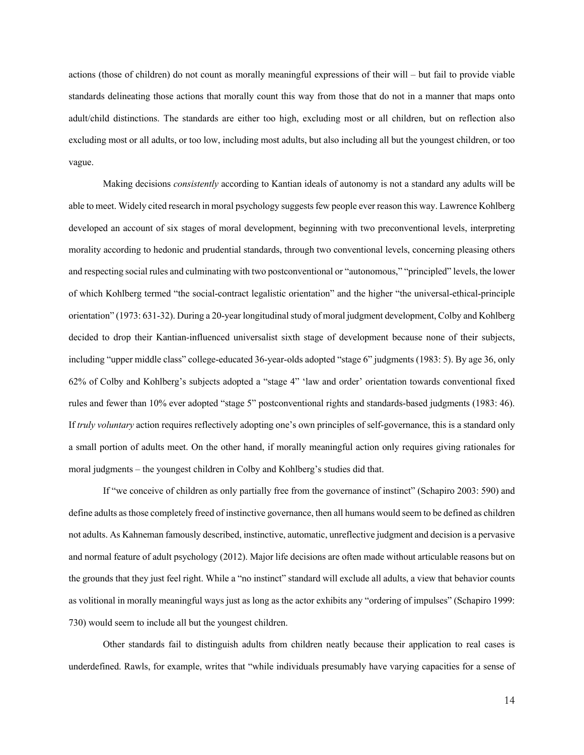actions (those of children) do not count as morally meaningful expressions of their will – but fail to provide viable standards delineating those actions that morally count this way from those that do not in a manner that maps onto adult/child distinctions. The standards are either too high, excluding most or all children, but on reflection also excluding most or all adults, or too low, including most adults, but also including all but the youngest children, or too vague.

Making decisions *consistently* according to Kantian ideals of autonomy is not a standard any adults will be able to meet. Widely cited research in moral psychology suggests few people ever reason this way. Lawrence Kohlberg developed an account of six stages of moral development, beginning with two preconventional levels, interpreting morality according to hedonic and prudential standards, through two conventional levels, concerning pleasing others and respecting social rules and culminating with two postconventional or "autonomous," "principled" levels, the lower of which Kohlberg termed "the social-contract legalistic orientation" and the higher "the universal-ethical-principle orientation" (1973: 631-32). During a 20-year longitudinal study of moral judgment development, Colby and Kohlberg decided to drop their Kantian-influenced universalist sixth stage of development because none of their subjects, including "upper middle class" college-educated 36-year-olds adopted "stage 6" judgments (1983: 5). By age 36, only 62% of Colby and Kohlberg's subjects adopted a "stage 4" 'law and order' orientation towards conventional fixed rules and fewer than 10% ever adopted "stage 5" postconventional rights and standards-based judgments (1983: 46). If *truly voluntary* action requires reflectively adopting one's own principles of self-governance, this is a standard only a small portion of adults meet. On the other hand, if morally meaningful action only requires giving rationales for moral judgments – the youngest children in Colby and Kohlberg's studies did that.

If "we conceive of children as only partially free from the governance of instinct" (Schapiro 2003: 590) and define adults as those completely freed of instinctive governance, then all humans would seem to be defined as children not adults. As Kahneman famously described, instinctive, automatic, unreflective judgment and decision is a pervasive and normal feature of adult psychology (2012). Major life decisions are often made without articulable reasons but on the grounds that they just feel right. While a "no instinct" standard will exclude all adults, a view that behavior counts as volitional in morally meaningful ways just as long as the actor exhibits any "ordering of impulses" (Schapiro 1999: 730) would seem to include all but the youngest children.

Other standards fail to distinguish adults from children neatly because their application to real cases is underdefined. Rawls, for example, writes that "while individuals presumably have varying capacities for a sense of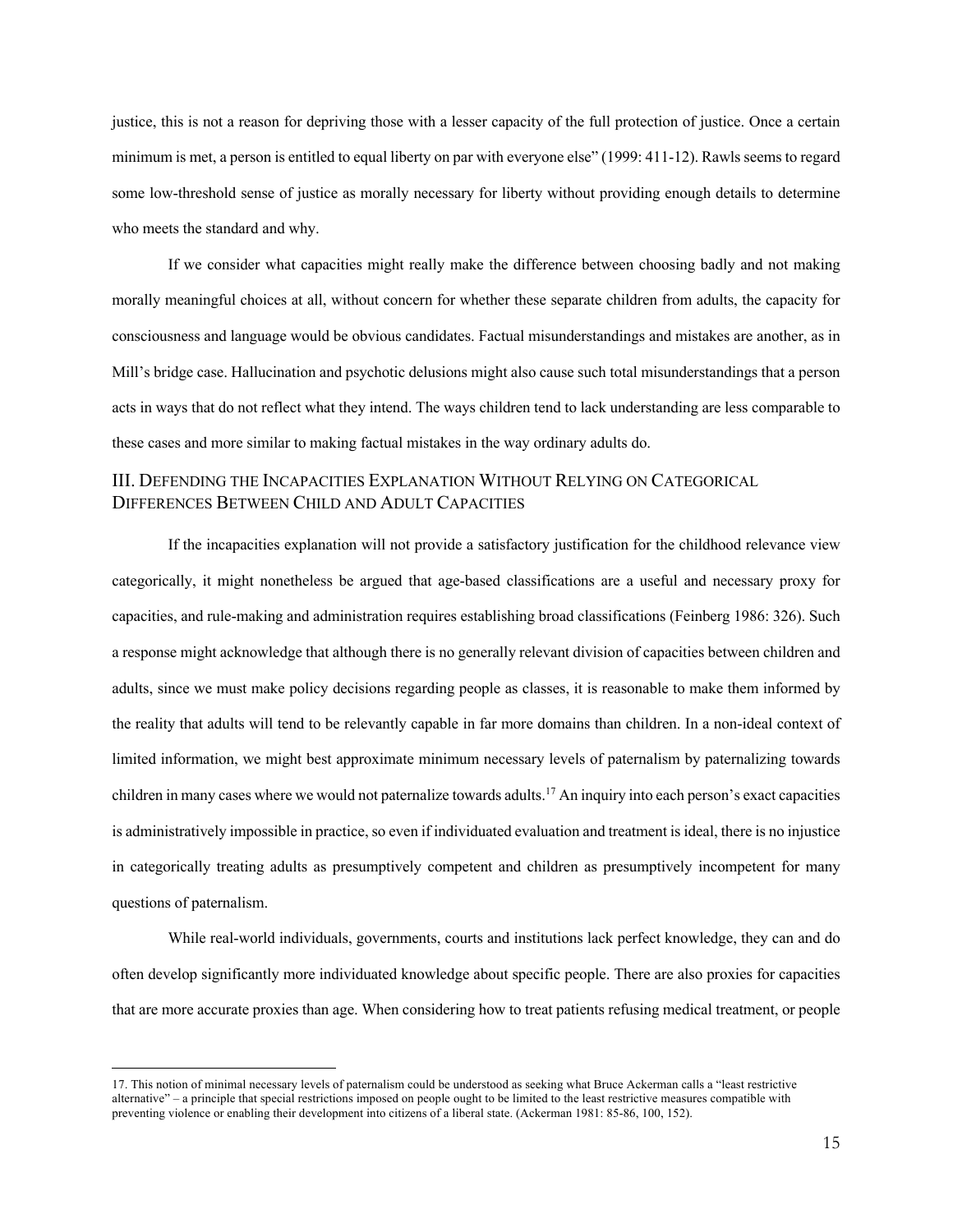justice, this is not a reason for depriving those with a lesser capacity of the full protection of justice. Once a certain minimum is met, a person is entitled to equal liberty on par with everyone else" (1999: 411-12). Rawls seems to regard some low-threshold sense of justice as morally necessary for liberty without providing enough details to determine who meets the standard and why.

If we consider what capacities might really make the difference between choosing badly and not making morally meaningful choices at all, without concern for whether these separate children from adults, the capacity for consciousness and language would be obvious candidates. Factual misunderstandings and mistakes are another, as in Mill's bridge case. Hallucination and psychotic delusions might also cause such total misunderstandings that a person acts in ways that do not reflect what they intend. The ways children tend to lack understanding are less comparable to these cases and more similar to making factual mistakes in the way ordinary adults do.

## III. Defending the Incapacities Explanation Without Relying on Categorical Differences Between Child and Adult Capacities

If the incapacities explanation will not provide a satisfactory justification for the childhood relevance view categorically, it might nonetheless be argued that age-based classifications are a useful and necessary proxy for capacities, and rule-making and administration requires establishing broad classifications (Feinberg 1986: 326). Such a response might acknowledge that although there is no generally relevant division of capacities between children and adults, since we must make policy decisions regarding people as classes, it is reasonable to make them informed by the reality that adults will tend to be relevantly capable in far more domains than children. In a non-ideal context of limited information, we might best approximate minimum necessary levels of paternalism by paternalizing towards children in many cases where we would not paternalize towards adults.[17] An inquiry into each person's exact capacities is administratively impossible in practice, so even if individuated evaluation and treatment is ideal, there is no injustice in categorically treating adults as presumptively competent and children as presumptively incompetent for many questions of paternalism.

While real-world individuals, governments, courts and institutions lack perfect knowledge, they can and do often develop significantly more individuated knowledge about specific people. There are also proxies for capacities that are more accurate proxies than age. When considering how to treat patients refusing medical treatment, or people

---

17. This notion of minimal necessary levels of paternalism could be understood as seeking what Bruce Ackerman calls a "least restrictive alternative" – a principle that special restrictions imposed on people ought to be limited to the least restrictive measures compatible with preventing violence or enabling their development into citizens of a liberal state. (Ackerman 1981: 85-86, 100, 152).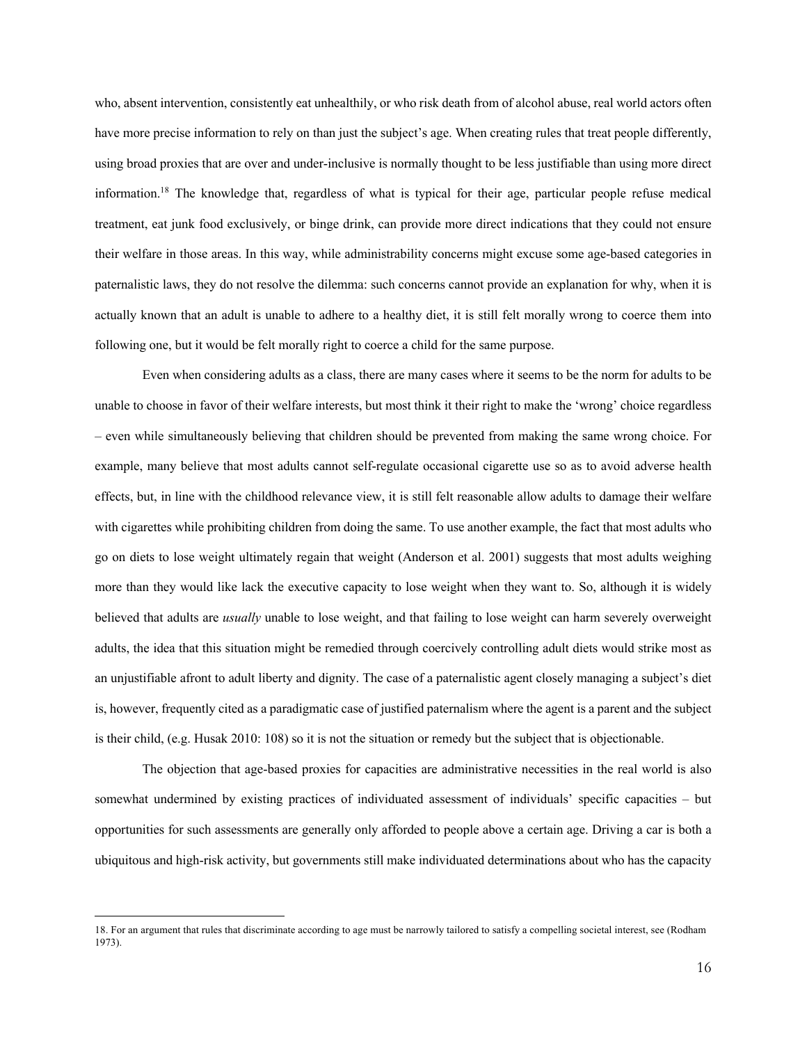who, absent intervention, consistently eat unhealthily, or who risk death from of alcohol abuse, real world actors often have more precise information to rely on than just the subject's age. When creating rules that treat people differently, using broad proxies that are over and under-inclusive is normally thought to be less justifiable than using more direct information.[18] The knowledge that, regardless of what is typical for their age, particular people refuse medical treatment, eat junk food exclusively, or binge drink, can provide more direct indications that they could not ensure their welfare in those areas. In this way, while administrability concerns might excuse some age-based categories in paternalistic laws, they do not resolve the dilemma: such concerns cannot provide an explanation for why, when it is actually known that an adult is unable to adhere to a healthy diet, it is still felt morally wrong to coerce them into following one, but it would be felt morally right to coerce a child for the same purpose.

Even when considering adults as a class, there are many cases where it seems to be the norm for adults to be unable to choose in favor of their welfare interests, but most think it their right to make the 'wrong' choice regardless – even while simultaneously believing that children should be prevented from making the same wrong choice. For example, many believe that most adults cannot self-regulate occasional cigarette use so as to avoid adverse health effects, but, in line with the childhood relevance view, it is still felt reasonable allow adults to damage their welfare with cigarettes while prohibiting children from doing the same. To use another example, the fact that most adults who go on diets to lose weight ultimately regain that weight (Anderson et al. 2001) suggests that most adults weighing more than they would like lack the executive capacity to lose weight when they want to. So, although it is widely believed that adults are *usually* unable to lose weight, and that failing to lose weight can harm severely overweight adults, the idea that this situation might be remedied through coercively controlling adult diets would strike most as an unjustifiable afront to adult liberty and dignity. The case of a paternalistic agent closely managing a subject's diet is, however, frequently cited as a paradigmatic case of justified paternalism where the agent is a parent and the subject is their child, (e.g. Husak 2010: 108) so it is not the situation or remedy but the subject that is objectionable.

The objection that age-based proxies for capacities are administrative necessities in the real world is also somewhat undermined by existing practices of individuated assessment of individuals' specific capacities – but opportunities for such assessments are generally only afforded to people above a certain age. Driving a car is both a ubiquitous and high-risk activity, but governments still make individuated determinations about who has the capacity

18. For an argument that rules that discriminate according to age must be narrowly tailored to satisfy a compelling societal interest, see (Rodham 1973).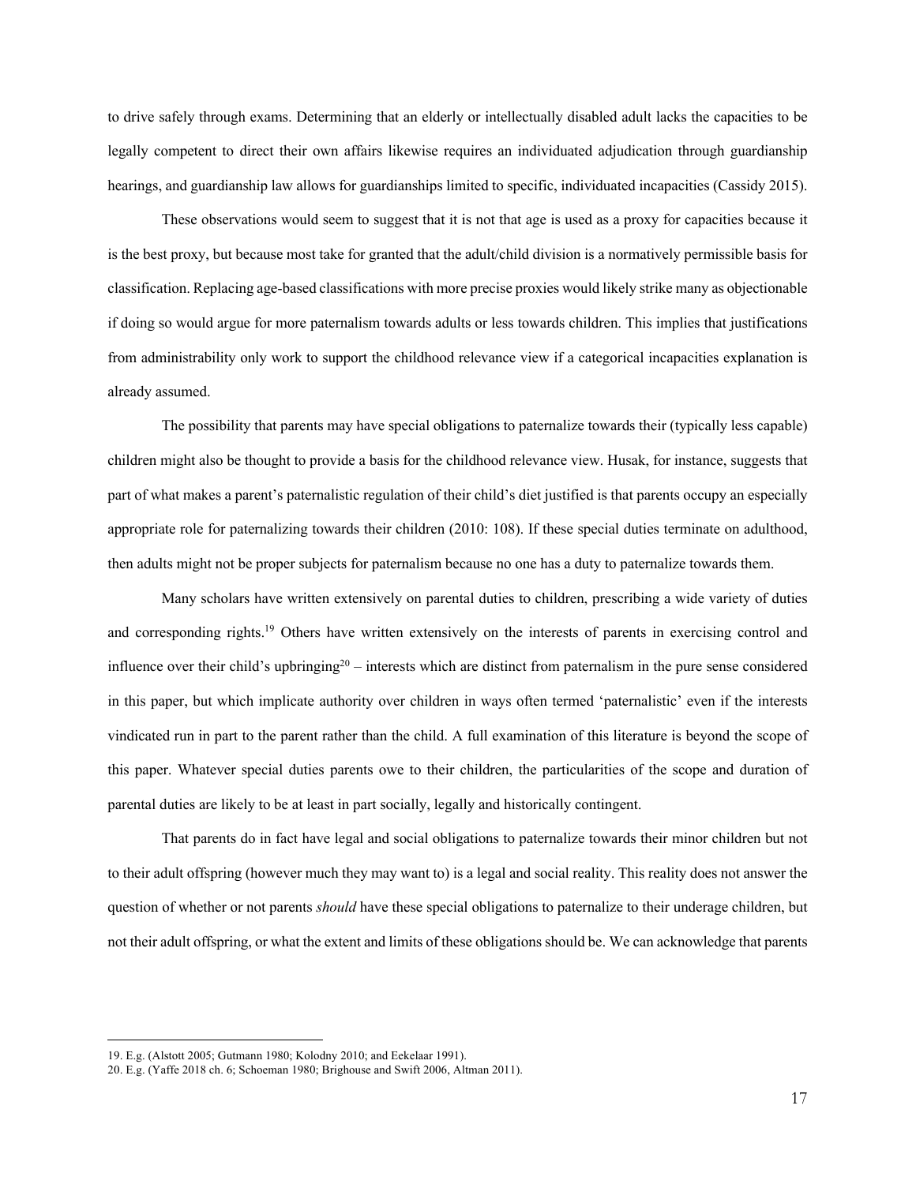to drive safely through exams. Determining that an elderly or intellectually disabled adult lacks the capacities to be legally competent to direct their own affairs likewise requires an individuated adjudication through guardianship hearings, and guardianship law allows for guardianships limited to specific, individuated incapacities (Cassidy 2015).

These observations would seem to suggest that it is not that age is used as a proxy for capacities because it is the best proxy, but because most take for granted that the adult/child division is a normatively permissible basis for classification. Replacing age-based classifications with more precise proxies would likely strike many as objectionable if doing so would argue for more paternalism towards adults or less towards children. This implies that justifications from administrability only work to support the childhood relevance view if a categorical incapacities explanation is already assumed.

The possibility that parents may have special obligations to paternalize towards their (typically less capable) children might also be thought to provide a basis for the childhood relevance view. Husak, for instance, suggests that part of what makes a parent's paternalistic regulation of their child's diet justified is that parents occupy an especially appropriate role for paternalizing towards their children (2010: 108). If these special duties terminate on adulthood, then adults might not be proper subjects for paternalism because no one has a duty to paternalize towards them.

Many scholars have written extensively on parental duties to children, prescribing a wide variety of duties and corresponding rights.[19] Others have written extensively on the interests of parents in exercising control and influence over their child's upbringing[20] – interests which are distinct from paternalism in the pure sense considered in this paper, but which implicate authority over children in ways often termed 'paternalistic' even if the interests vindicated run in part to the parent rather than the child. A full examination of this literature is beyond the scope of this paper. Whatever special duties parents owe to their children, the particularities of the scope and duration of parental duties are likely to be at least in part socially, legally and historically contingent.

That parents do in fact have legal and social obligations to paternalize towards their minor children but not to their adult offspring (however much they may want to) is a legal and social reality. This reality does not answer the question of whether or not parents *should* have these special obligations to paternalize to their underage children, but not their adult offspring, or what the extent and limits of these obligations should be. We can acknowledge that parents

19. E.g. (Alstott 2005; Gutmann 1980; Kolodny 2010; and Eekelaar 1991).

20. E.g. (Yaffe 2018 ch. 6; Schoeman 1980; Brighouse and Swift 2006, Altman 2011).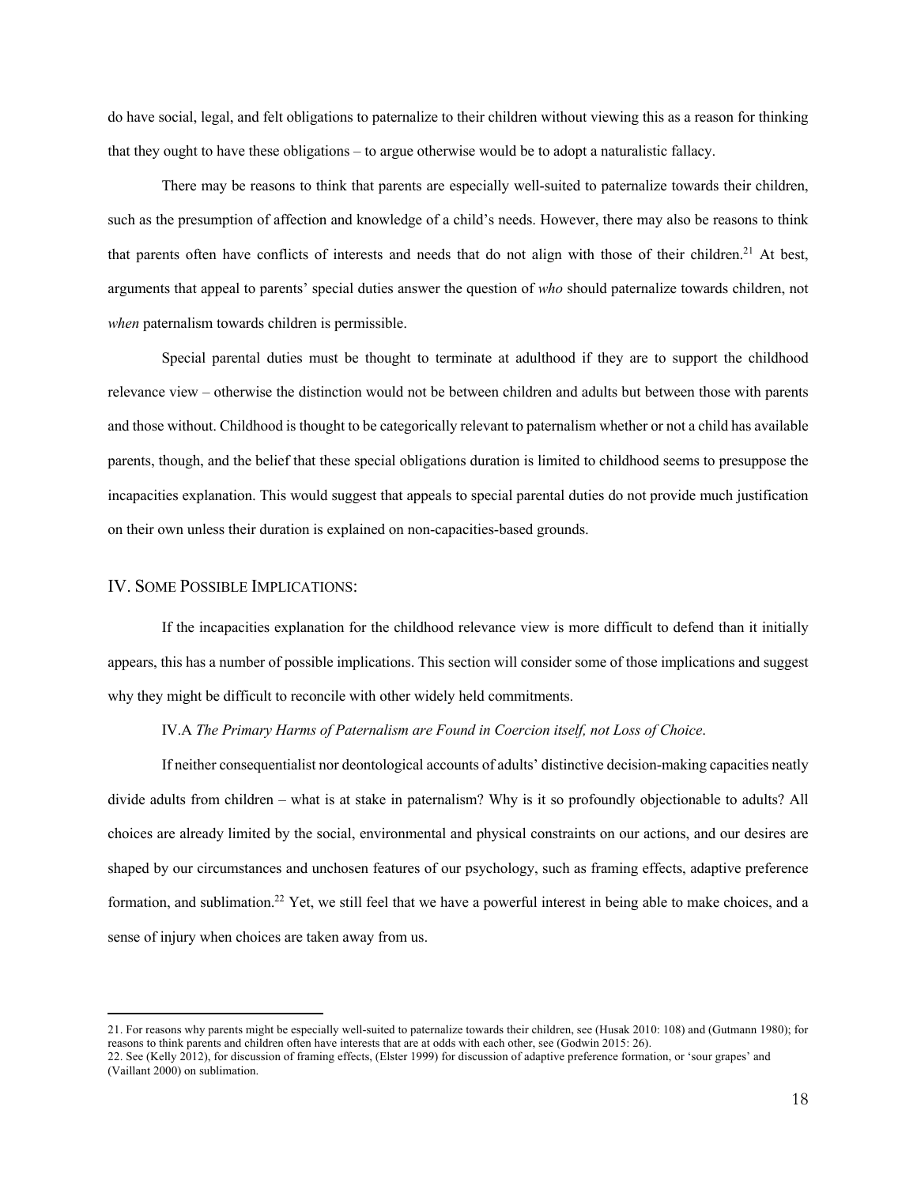do have social, legal, and felt obligations to paternalize to their children without viewing this as a reason for thinking that they ought to have these obligations – to argue otherwise would be to adopt a naturalistic fallacy.

There may be reasons to think that parents are especially well-suited to paternalize towards their children, such as the presumption of affection and knowledge of a child's needs. However, there may also be reasons to think that parents often have conflicts of interests and needs that do not align with those of their children.[21] At best, arguments that appeal to parents' special duties answer the question of *who* should paternalize towards children, not *when* paternalism towards children is permissible.

Special parental duties must be thought to terminate at adulthood if they are to support the childhood relevance view – otherwise the distinction would not be between children and adults but between those with parents and those without. Childhood is thought to be categorically relevant to paternalism whether or not a child has available parents, though, and the belief that these special obligations duration is limited to childhood seems to presuppose the incapacities explanation. This would suggest that appeals to special parental duties do not provide much justification on their own unless their duration is explained on non-capacities-based grounds.

## IV. Some Possible Implications:

If the incapacities explanation for the childhood relevance view is more difficult to defend than it initially appears, this has a number of possible implications. This section will consider some of those implications and suggest why they might be difficult to reconcile with other widely held commitments.

### IV.A *The Primary Harms of Paternalism are Found in Coercion itself, not Loss of Choice*.

If neither consequentialist nor deontological accounts of adults' distinctive decision-making capacities neatly divide adults from children – what is at stake in paternalism? Why is it so profoundly objectionable to adults? All choices are already limited by the social, environmental and physical constraints on our actions, and our desires are shaped by our circumstances and unchosen features of our psychology, such as framing effects, adaptive preference formation, and sublimation.[22] Yet, we still feel that we have a powerful interest in being able to make choices, and a sense of injury when choices are taken away from us.

---

21. For reasons why parents might be especially well-suited to paternalize towards their children, see (Husak 2010: 108) and (Gutmann 1980); for reasons to think parents and children often have interests that are at odds with each other, see (Godwin 2015: 26).

22. See (Kelly 2012), for discussion of framing effects, (Elster 1999) for discussion of adaptive preference formation, or 'sour grapes' and (Vaillant 2000) on sublimation.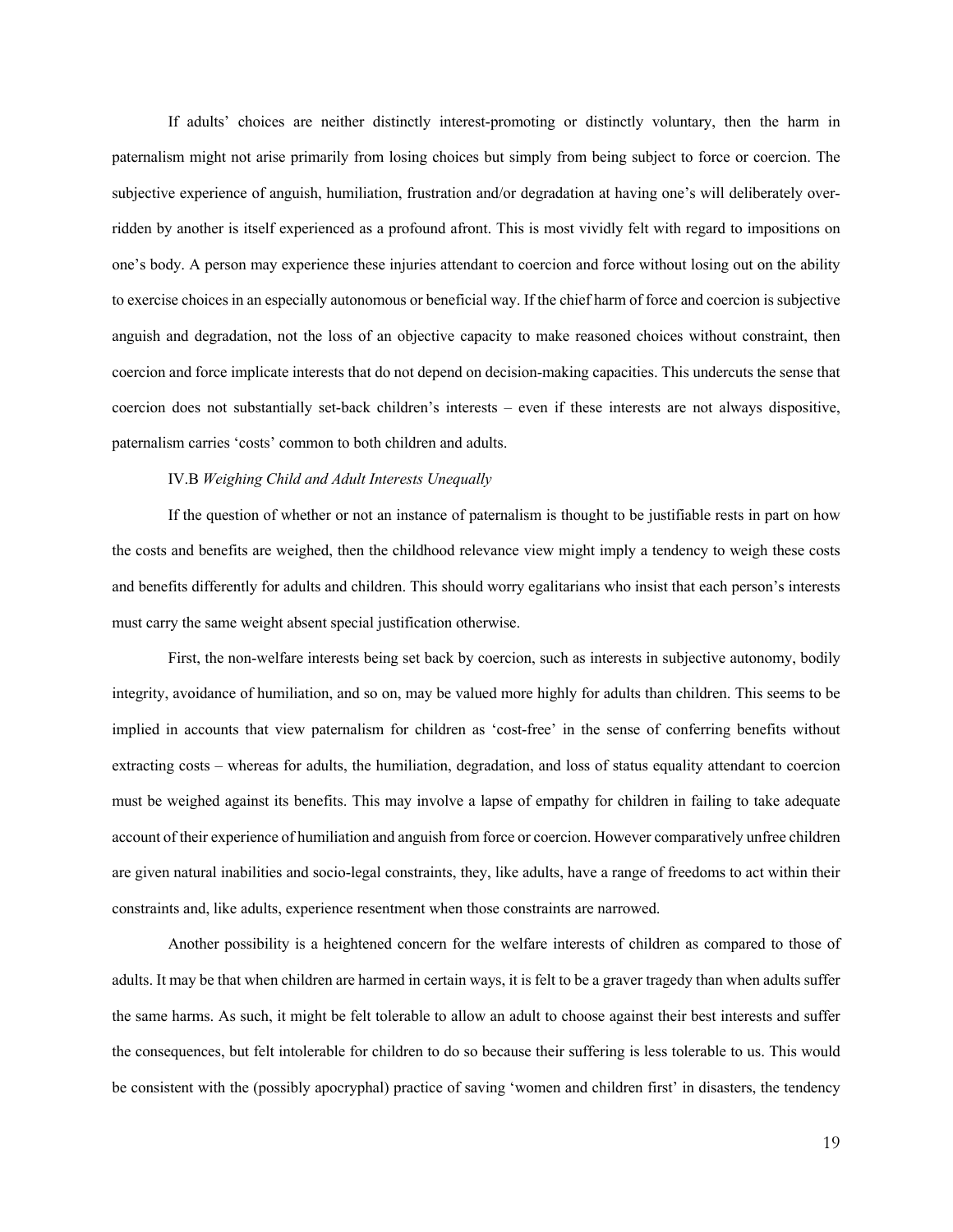If adults' choices are neither distinctly interest-promoting or distinctly voluntary, then the harm in paternalism might not arise primarily from losing choices but simply from being subject to force or coercion. The subjective experience of anguish, humiliation, frustration and/or degradation at having one's will deliberately over-ridden by another is itself experienced as a profound afront. This is most vividly felt with regard to impositions on one's body. A person may experience these injuries attendant to coercion and force without losing out on the ability to exercise choices in an especially autonomous or beneficial way. If the chief harm of force and coercion is subjective anguish and degradation, not the loss of an objective capacity to make reasoned choices without constraint, then coercion and force implicate interests that do not depend on decision-making capacities. This undercuts the sense that coercion does not substantially set-back children's interests – even if these interests are not always dispositive, paternalism carries 'costs' common to both children and adults.

### IV.B *Weighing Child and Adult Interests Unequally*

If the question of whether or not an instance of paternalism is thought to be justifiable rests in part on how the costs and benefits are weighed, then the childhood relevance view might imply a tendency to weigh these costs and benefits differently for adults and children. This should worry egalitarians who insist that each person's interests must carry the same weight absent special justification otherwise.

First, the non-welfare interests being set back by coercion, such as interests in subjective autonomy, bodily integrity, avoidance of humiliation, and so on, may be valued more highly for adults than children. This seems to be implied in accounts that view paternalism for children as 'cost-free' in the sense of conferring benefits without extracting costs – whereas for adults, the humiliation, degradation, and loss of status equality attendant to coercion must be weighed against its benefits. This may involve a lapse of empathy for children in failing to take adequate account of their experience of humiliation and anguish from force or coercion. However comparatively unfree children are given natural inabilities and socio-legal constraints, they, like adults, have a range of freedoms to act within their constraints and, like adults, experience resentment when those constraints are narrowed.

Another possibility is a heightened concern for the welfare interests of children as compared to those of adults. It may be that when children are harmed in certain ways, it is felt to be a graver tragedy than when adults suffer the same harms. As such, it might be felt tolerable to allow an adult to choose against their best interests and suffer the consequences, but felt intolerable for children to do so because their suffering is less tolerable to us. This would be consistent with the (possibly apocryphal) practice of saving 'women and children first' in disasters, the tendency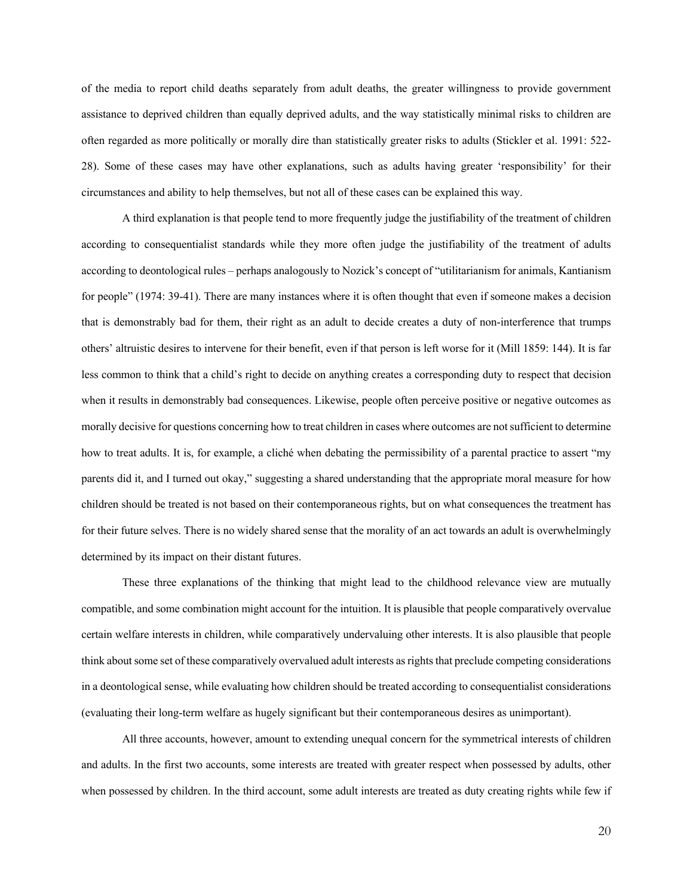of the media to report child deaths separately from adult deaths, the greater willingness to provide government assistance to deprived children than equally deprived adults, and the way statistically minimal risks to children are often regarded as more politically or morally dire than statistically greater risks to adults (Stickler et al. 1991: 522-28). Some of these cases may have other explanations, such as adults having greater 'responsibility' for their circumstances and ability to help themselves, but not all of these cases can be explained this way.

A third explanation is that people tend to more frequently judge the justifiability of the treatment of children according to consequentialist standards while they more often judge the justifiability of the treatment of adults according to deontological rules – perhaps analogously to Nozick's concept of "utilitarianism for animals, Kantianism for people" (1974: 39-41). There are many instances where it is often thought that even if someone makes a decision that is demonstrably bad for them, their right as an adult to decide creates a duty of non-interference that trumps others' altruistic desires to intervene for their benefit, even if that person is left worse for it (Mill 1859: 144). It is far less common to think that a child's right to decide on anything creates a corresponding duty to respect that decision when it results in demonstrably bad consequences. Likewise, people often perceive positive or negative outcomes as morally decisive for questions concerning how to treat children in cases where outcomes are not sufficient to determine how to treat adults. It is, for example, a cliché when debating the permissibility of a parental practice to assert "my parents did it, and I turned out okay," suggesting a shared understanding that the appropriate moral measure for how children should be treated is not based on their contemporaneous rights, but on what consequences the treatment has for their future selves. There is no widely shared sense that the morality of an act towards an adult is overwhelmingly determined by its impact on their distant futures.

These three explanations of the thinking that might lead to the childhood relevance view are mutually compatible, and some combination might account for the intuition. It is plausible that people comparatively overvalue certain welfare interests in children, while comparatively undervaluing other interests. It is also plausible that people think about some set of these comparatively overvalued adult interests as rights that preclude competing considerations in a deontological sense, while evaluating how children should be treated according to consequentialist considerations (evaluating their long-term welfare as hugely significant but their contemporaneous desires as unimportant).

All three accounts, however, amount to extending unequal concern for the symmetrical interests of children and adults. In the first two accounts, some interests are treated with greater respect when possessed by adults, other when possessed by children. In the third account, some adult interests are treated as duty creating rights while few if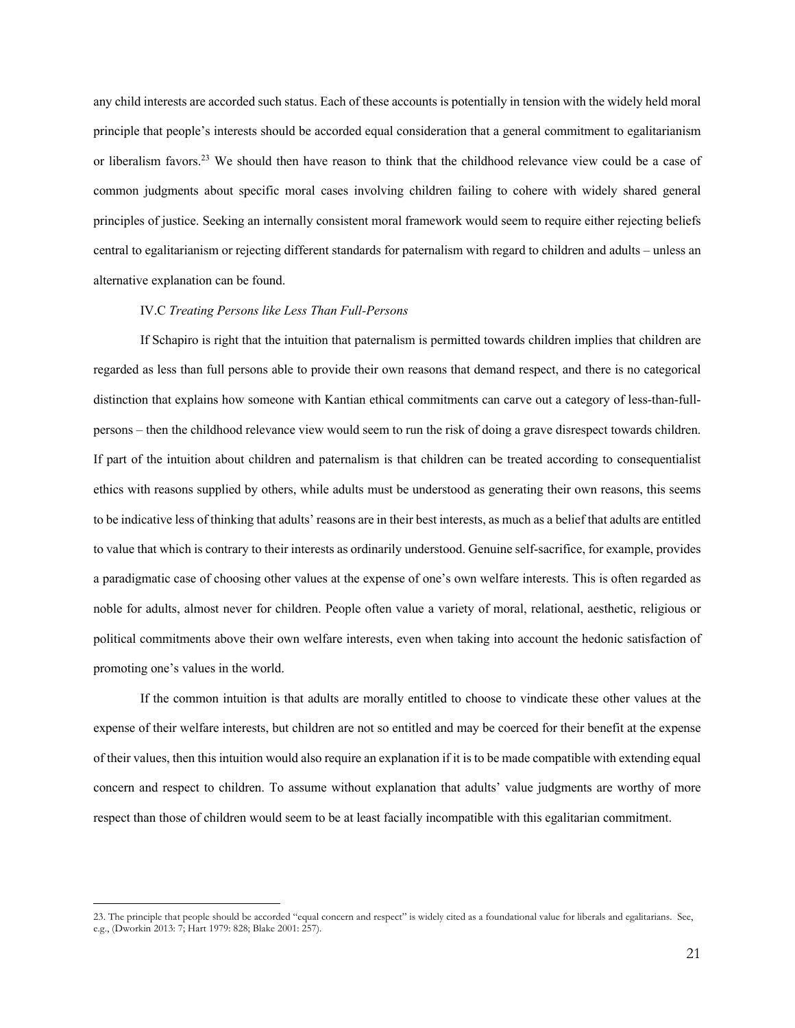any child interests are accorded such status. Each of these accounts is potentially in tension with the widely held moral principle that people's interests should be accorded equal consideration that a general commitment to egalitarianism or liberalism favors.[23] We should then have reason to think that the childhood relevance view could be a case of common judgments about specific moral cases involving children failing to cohere with widely shared general principles of justice. Seeking an internally consistent moral framework would seem to require either rejecting beliefs central to egalitarianism or rejecting different standards for paternalism with regard to children and adults – unless an alternative explanation can be found.

### IV.C *Treating Persons like Less Than Full-Persons*

If Schapiro is right that the intuition that paternalism is permitted towards children implies that children are regarded as less than full persons able to provide their own reasons that demand respect, and there is no categorical distinction that explains how someone with Kantian ethical commitments can carve out a category of less-than-full-persons – then the childhood relevance view would seem to run the risk of doing a grave disrespect towards children. If part of the intuition about children and paternalism is that children can be treated according to consequentialist ethics with reasons supplied by others, while adults must be understood as generating their own reasons, this seems to be indicative less of thinking that adults' reasons are in their best interests, as much as a belief that adults are entitled to value that which is contrary to their interests as ordinarily understood. Genuine self-sacrifice, for example, provides a paradigmatic case of choosing other values at the expense of one's own welfare interests. This is often regarded as noble for adults, almost never for children. People often value a variety of moral, relational, aesthetic, religious or political commitments above their own welfare interests, even when taking into account the hedonic satisfaction of promoting one's values in the world.

If the common intuition is that adults are morally entitled to choose to vindicate these other values at the expense of their welfare interests, but children are not so entitled and may be coerced for their benefit at the expense of their values, then this intuition would also require an explanation if it is to be made compatible with extending equal concern and respect to children. To assume without explanation that adults' value judgments are worthy of more respect than those of children would seem to be at least facially incompatible with this egalitarian commitment.

---

23. The principle that people should be accorded "equal concern and respect" is widely cited as a foundational value for liberals and egalitarians. See, e.g., (Dworkin 2013: 7; Hart 1979: 828; Blake 2001: 257).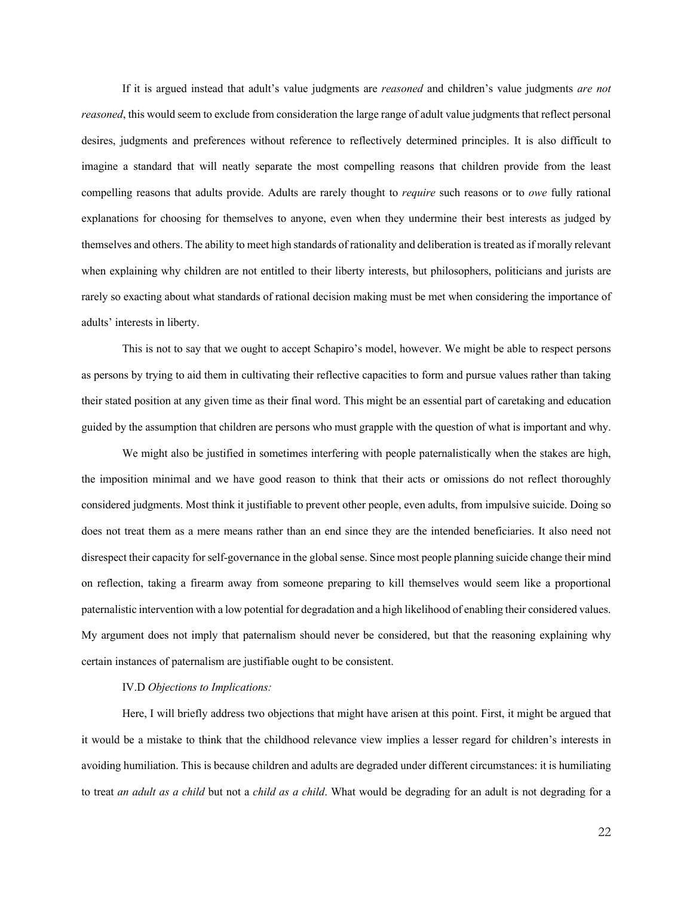If it is argued instead that adult's value judgments are *reasoned* and children's value judgments *are not reasoned*, this would seem to exclude from consideration the large range of adult value judgments that reflect personal desires, judgments and preferences without reference to reflectively determined principles. It is also difficult to imagine a standard that will neatly separate the most compelling reasons that children provide from the least compelling reasons that adults provide. Adults are rarely thought to *require* such reasons or to *owe* fully rational explanations for choosing for themselves to anyone, even when they undermine their best interests as judged by themselves and others. The ability to meet high standards of rationality and deliberation is treated as if morally relevant when explaining why children are not entitled to their liberty interests, but philosophers, politicians and jurists are rarely so exacting about what standards of rational decision making must be met when considering the importance of adults' interests in liberty.

This is not to say that we ought to accept Schapiro's model, however. We might be able to respect persons as persons by trying to aid them in cultivating their reflective capacities to form and pursue values rather than taking their stated position at any given time as their final word. This might be an essential part of caretaking and education guided by the assumption that children are persons who must grapple with the question of what is important and why.

We might also be justified in sometimes interfering with people paternalistically when the stakes are high, the imposition minimal and we have good reason to think that their acts or omissions do not reflect thoroughly considered judgments. Most think it justifiable to prevent other people, even adults, from impulsive suicide. Doing so does not treat them as a mere means rather than an end since they are the intended beneficiaries. It also need not disrespect their capacity for self-governance in the global sense. Since most people planning suicide change their mind on reflection, taking a firearm away from someone preparing to kill themselves would seem like a proportional paternalistic intervention with a low potential for degradation and a high likelihood of enabling their considered values. My argument does not imply that paternalism should never be considered, but that the reasoning explaining why certain instances of paternalism are justifiable ought to be consistent.

IV.D *Objections to Implications:*

Here, I will briefly address two objections that might have arisen at this point. First, it might be argued that it would be a mistake to think that the childhood relevance view implies a lesser regard for children's interests in avoiding humiliation. This is because children and adults are degraded under different circumstances: it is humiliating to treat *an adult as a child* but not a *child as a child*. What would be degrading for an adult is not degrading for a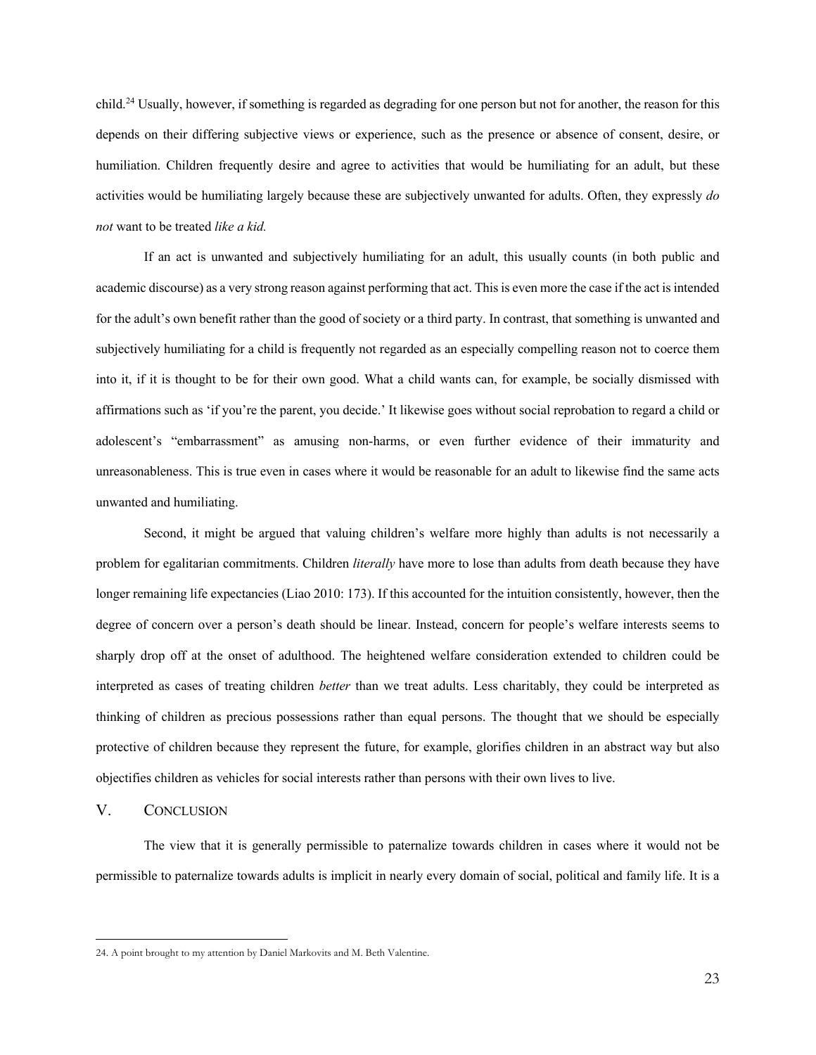child.[24] Usually, however, if something is regarded as degrading for one person but not for another, the reason for this depends on their differing subjective views or experience, such as the presence or absence of consent, desire, or humiliation. Children frequently desire and agree to activities that would be humiliating for an adult, but these activities would be humiliating largely because these are subjectively unwanted for adults. Often, they expressly *do not* want to be treated *like a kid.*

If an act is unwanted and subjectively humiliating for an adult, this usually counts (in both public and academic discourse) as a very strong reason against performing that act. This is even more the case if the act is intended for the adult's own benefit rather than the good of society or a third party. In contrast, that something is unwanted and subjectively humiliating for a child is frequently not regarded as an especially compelling reason not to coerce them into it, if it is thought to be for their own good. What a child wants can, for example, be socially dismissed with affirmations such as 'if you're the parent, you decide.' It likewise goes without social reprobation to regard a child or adolescent's "embarrassment" as amusing non-harms, or even further evidence of their immaturity and unreasonableness. This is true even in cases where it would be reasonable for an adult to likewise find the same acts unwanted and humiliating.

Second, it might be argued that valuing children's welfare more highly than adults is not necessarily a problem for egalitarian commitments. Children *literally* have more to lose than adults from death because they have longer remaining life expectancies (Liao 2010: 173). If this accounted for the intuition consistently, however, then the degree of concern over a person's death should be linear. Instead, concern for people's welfare interests seems to sharply drop off at the onset of adulthood. The heightened welfare consideration extended to children could be interpreted as cases of treating children *better* than we treat adults. Less charitably, they could be interpreted as thinking of children as precious possessions rather than equal persons. The thought that we should be especially protective of children because they represent the future, for example, glorifies children in an abstract way but also objectifies children as vehicles for social interests rather than persons with their own lives to live.

## V. Conclusion

The view that it is generally permissible to paternalize towards children in cases where it would not be permissible to paternalize towards adults is implicit in nearly every domain of social, political and family life. It is a

---

24. A point brought to my attention by Daniel Markovits and M. Beth Valentine.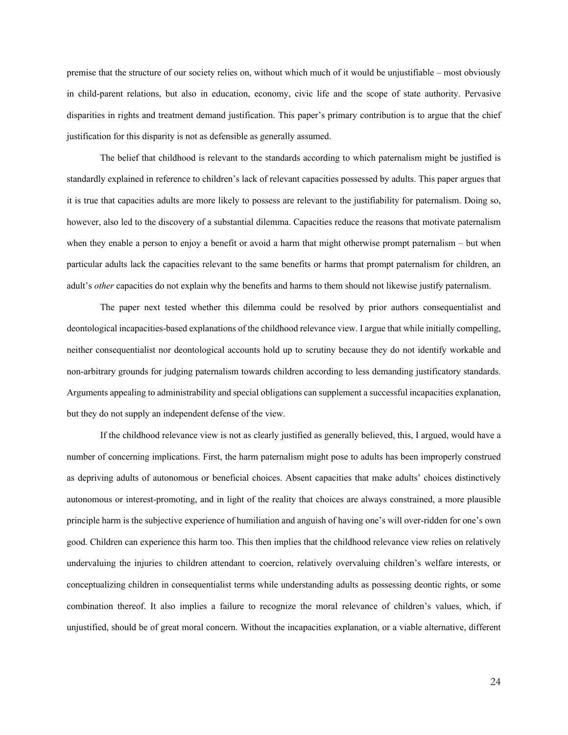premise that the structure of our society relies on, without which much of it would be unjustifiable – most obviously in child-parent relations, but also in education, economy, civic life and the scope of state authority. Pervasive disparities in rights and treatment demand justification. This paper's primary contribution is to argue that the chief justification for this disparity is not as defensible as generally assumed.

The belief that childhood is relevant to the standards according to which paternalism might be justified is standardly explained in reference to children's lack of relevant capacities possessed by adults. This paper argues that it is true that capacities adults are more likely to possess are relevant to the justifiability for paternalism. Doing so, however, also led to the discovery of a substantial dilemma. Capacities reduce the reasons that motivate paternalism when they enable a person to enjoy a benefit or avoid a harm that might otherwise prompt paternalism – but when particular adults lack the capacities relevant to the same benefits or harms that prompt paternalism for children, an adult's *other* capacities do not explain why the benefits and harms to them should not likewise justify paternalism.

The paper next tested whether this dilemma could be resolved by prior authors consequentialist and deontological incapacities-based explanations of the childhood relevance view. I argue that while initially compelling, neither consequentialist nor deontological accounts hold up to scrutiny because they do not identify workable and non-arbitrary grounds for judging paternalism towards children according to less demanding justificatory standards. Arguments appealing to administrability and special obligations can supplement a successful incapacities explanation, but they do not supply an independent defense of the view.

If the childhood relevance view is not as clearly justified as generally believed, this, I argued, would have a number of concerning implications. First, the harm paternalism might pose to adults has been improperly construed as depriving adults of autonomous or beneficial choices. Absent capacities that make adults' choices distinctively autonomous or interest-promoting, and in light of the reality that choices are always constrained, a more plausible principle harm is the subjective experience of humiliation and anguish of having one's will over-ridden for one's own good. Children can experience this harm too. This then implies that the childhood relevance view relies on relatively undervaluing the injuries to children attendant to coercion, relatively overvaluing children's welfare interests, or conceptualizing children in consequentialist terms while understanding adults as possessing deontic rights, or some combination thereof. It also implies a failure to recognize the moral relevance of children's values, which, if unjustified, should be of great moral concern. Without the incapacities explanation, or a viable alternative, different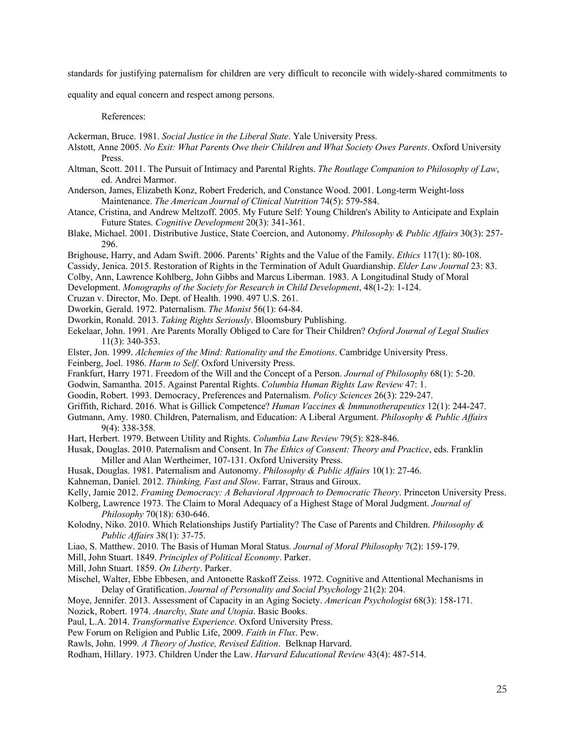standards for justifying paternalism for children are very difficult to reconcile with widely-shared commitments to equality and equal concern and respect among persons.

References:

Ackerman, Bruce. 1981. *Social Justice in the Liberal State*. Yale University Press.

Alstott, Anne 2005. *No Exit: What Parents Owe their Children and What Society Owes Parents*. Oxford University Press.

Altman, Scott. 2011. The Pursuit of Intimacy and Parental Rights. *The Routlage Companion to Philosophy of Law*, ed. Andrei Marmor.

Anderson, James, Elizabeth Konz, Robert Frederich, and Constance Wood. 2001. Long-term Weight-loss Maintenance. *The American Journal of Clinical Nutrition* 74(5): 579-584.

Atance, Cristina, and Andrew Meltzoff. 2005. My Future Self: Young Children's Ability to Anticipate and Explain Future States. *Cognitive Development* 20(3): 341-361.

Blake, Michael. 2001. Distributive Justice, State Coercion, and Autonomy. *Philosophy & Public Affairs* 30(3): 257-296.

Brighouse, Harry, and Adam Swift. 2006. Parents' Rights and the Value of the Family. *Ethics* 117(1): 80-108.

Cassidy, Jenica. 2015. Restoration of Rights in the Termination of Adult Guardianship. *Elder Law Journal* 23: 83.

Colby, Ann, Lawrence Kohlberg, John Gibbs and Marcus Liberman. 1983. A Longitudinal Study of Moral Development. *Monographs of the Society for Research in Child Development*, 48(1-2): 1-124.

Cruzan v. Director, Mo. Dept. of Health. 1990. 497 U.S. 261.

Dworkin, Gerald. 1972. Paternalism. *The Monist* 56(1): 64-84.

Dworkin, Ronald. 2013. *Taking Rights Seriously*. Bloomsbury Publishing.

Eekelaar, John. 1991. Are Parents Morally Obliged to Care for Their Children? *Oxford Journal of Legal Studies* 11(3): 340-353.

Elster, Jon. 1999. *Alchemies of the Mind: Rationality and the Emotions*. Cambridge University Press.

Feinberg, Joel. 1986. *Harm to Self*. Oxford University Press.

Frankfurt, Harry 1971. Freedom of the Will and the Concept of a Person. *Journal of Philosophy* 68(1): 5-20.

Godwin, Samantha. 2015. Against Parental Rights. *Columbia Human Rights Law Review* 47: 1.

Goodin, Robert. 1993. Democracy, Preferences and Paternalism. *Policy Sciences* 26(3): 229-247.

Griffith, Richard. 2016. What is Gillick Competence? *Human Vaccines & Immunotherapeutics* 12(1): 244-247.

Gutmann, Amy. 1980. Children, Paternalism, and Education: A Liberal Argument. *Philosophy & Public Affairs* 9(4): 338-358.

Hart, Herbert. 1979. Between Utility and Rights. *Columbia Law Review* 79(5): 828-846.

Husak, Douglas. 2010. Paternalism and Consent. In *The Ethics of Consent: Theory and Practice*, eds. Franklin Miller and Alan Wertheimer, 107-131. Oxford University Press.

Husak, Douglas. 1981. Paternalism and Autonomy. *Philosophy & Public Affairs* 10(1): 27-46.

Kahneman, Daniel. 2012. *Thinking, Fast and Slow*. Farrar, Straus and Giroux.

Kelly, Jamie 2012. *Framing Democracy: A Behavioral Approach to Democratic Theory*. Princeton University Press.

Kolberg, Lawrence 1973. The Claim to Moral Adequacy of a Highest Stage of Moral Judgment. *Journal of Philosophy* 70(18): 630-646.

Kolodny, Niko. 2010. Which Relationships Justify Partiality? The Case of Parents and Children. *Philosophy & Public Affairs* 38(1): 37-75.

Liao, S. Matthew. 2010. The Basis of Human Moral Status. *Journal of Moral Philosophy* 7(2): 159-179.

Mill, John Stuart. 1849. *Principles of Political Economy*. Parker.

Mill, John Stuart. 1859. *On Liberty*. Parker.

Mischel, Walter, Ebbe Ebbesen, and Antonette Raskoff Zeiss. 1972. Cognitive and Attentional Mechanisms in Delay of Gratification. *Journal of Personality and Social Psychology* 21(2): 204.

Moye, Jennifer. 2013. Assessment of Capacity in an Aging Society. *American Psychologist* 68(3): 158-171.

Nozick, Robert. 1974. *Anarchy, State and Utopia*. Basic Books.

Paul, L.A. 2014. *Transformative Experience*. Oxford University Press.

Pew Forum on Religion and Public Life, 2009. *Faith in Flux*. Pew.

Rawls, John. 1999. *A Theory of Justice, Revised Edition*. Belknap Harvard.

Rodham, Hillary. 1973. Children Under the Law. *Harvard Educational Review* 43(4): 487-514.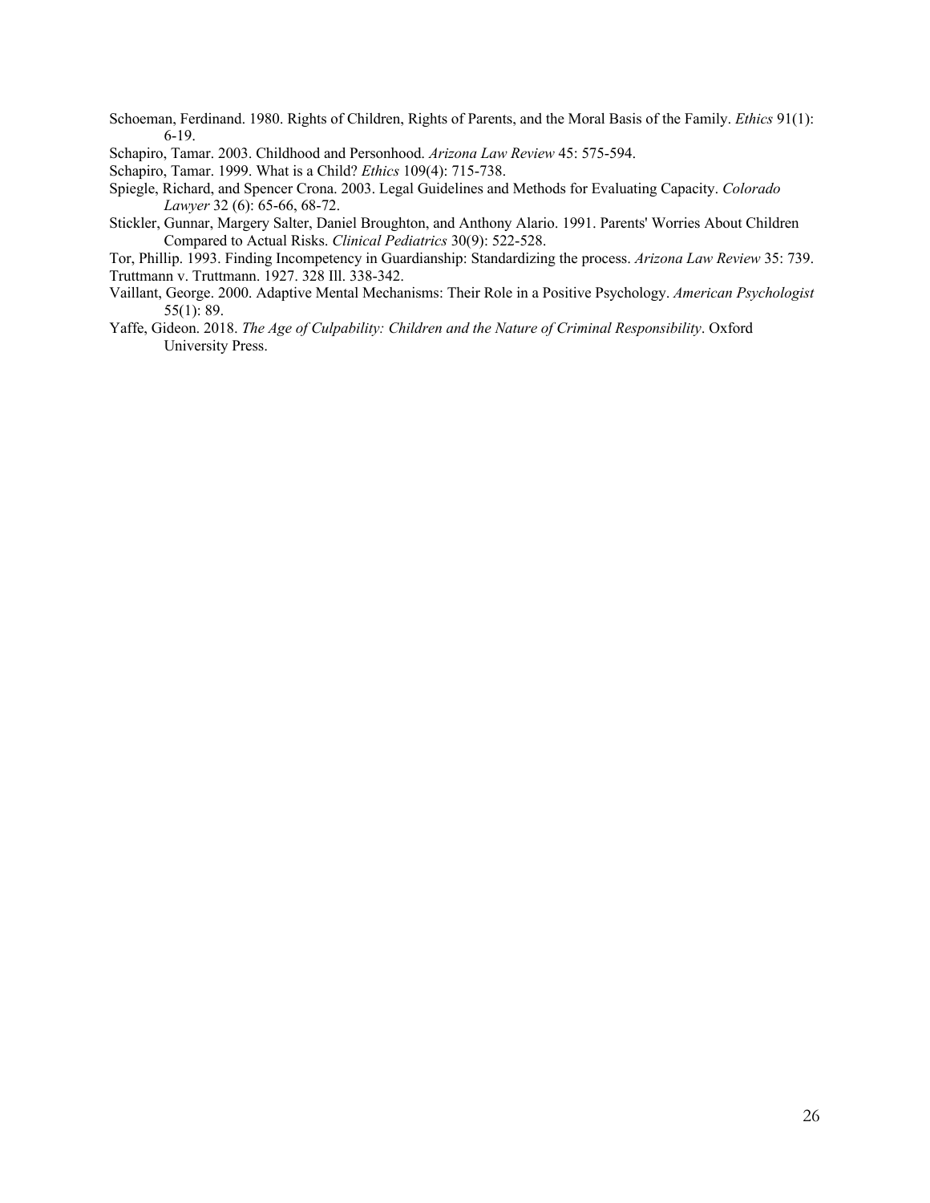Schoeman, Ferdinand. 1980. Rights of Children, Rights of Parents, and the Moral Basis of the Family. *Ethics* 91(1): 6-19.

Schapiro, Tamar. 2003. Childhood and Personhood. *Arizona Law Review* 45: 575-594.

Schapiro, Tamar. 1999. What is a Child? *Ethics* 109(4): 715-738.

Spiegle, Richard, and Spencer Crona. 2003. Legal Guidelines and Methods for Evaluating Capacity. *Colorado Lawyer* 32 (6): 65-66, 68-72.

Stickler, Gunnar, Margery Salter, Daniel Broughton, and Anthony Alario. 1991. Parents' Worries About Children Compared to Actual Risks. *Clinical Pediatrics* 30(9): 522-528.

Tor, Phillip. 1993. Finding Incompetency in Guardianship: Standardizing the process. *Arizona Law Review* 35: 739.

Truttmann v. Truttmann. 1927. 328 Ill. 338-342.

Vaillant, George. 2000. Adaptive Mental Mechanisms: Their Role in a Positive Psychology. *American Psychologist* 55(1): 89.

Yaffe, Gideon. 2018. *The Age of Culpability: Children and the Nature of Criminal Responsibility*. Oxford University Press.